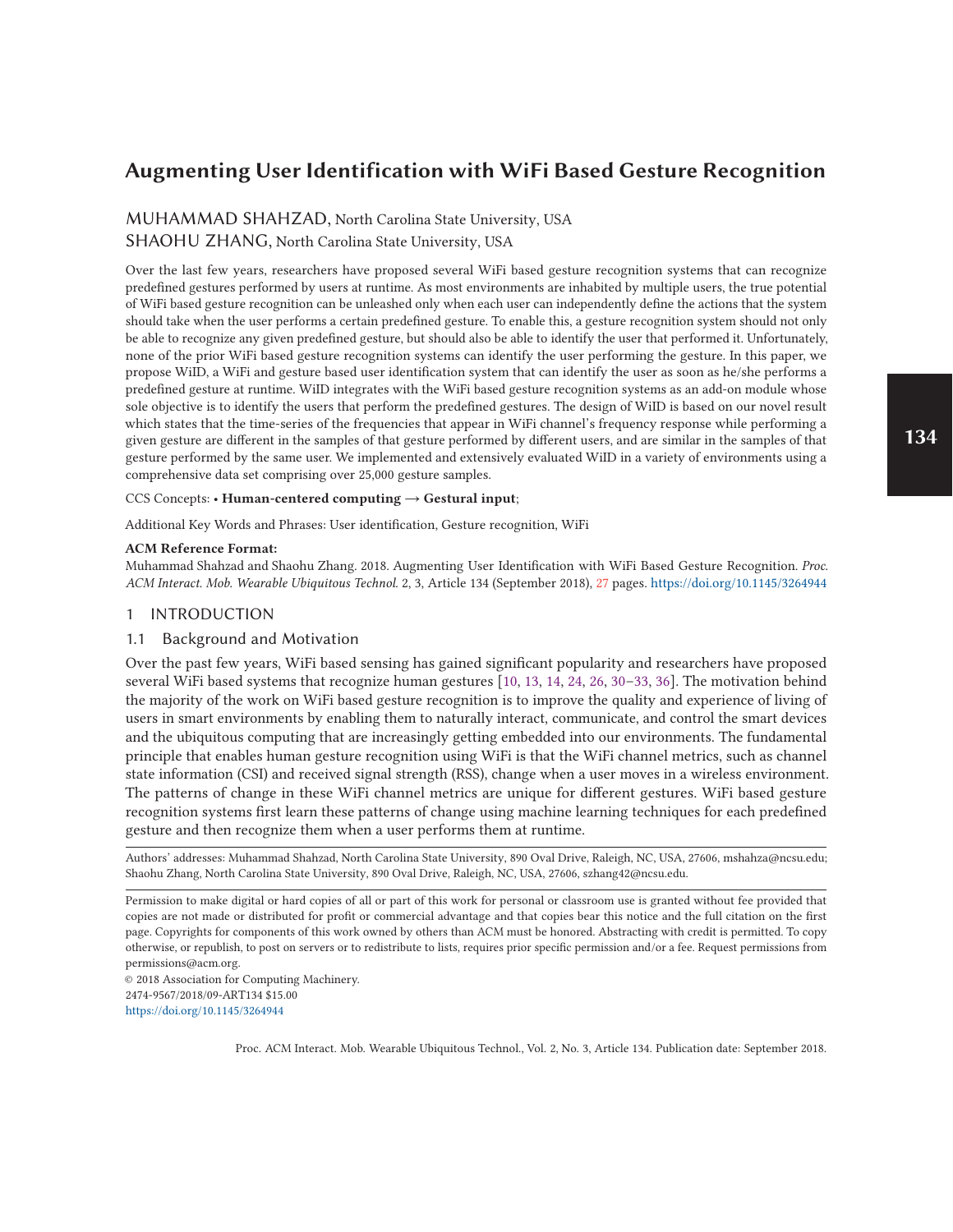# Augmenting User Identification with WiFi Based Gesture Recognition

MUHAMMAD SHAHZAD, North Carolina State University, USA
SHAOHU ZHANG, North Carolina State University, USA

Over the last few years, researchers have proposed several WiFi based gesture recognition systems that can recognize predefined gestures performed by users at runtime. As most environments are inhabited by multiple users, the true potential of WiFi based gesture recognition can be unleashed only when each user can independently define the actions that the system should take when the user performs a certain predefined gesture. To enable this, a gesture recognition system should not only be able to recognize any given predefined gesture, but should also be able to identify the user that performed it. Unfortunately, none of the prior WiFi based gesture recognition systems can identify the user performing the gesture. In this paper, we propose WiID, a WiFi and gesture based user identification system that can identify the user as soon as he/she performs a predefined gesture at runtime. WiID integrates with the WiFi based gesture recognition systems as an add-on module whose sole objective is to identify the users that perform the predefined gestures. The design of WiID is based on our novel result which states that the time-series of the frequencies that appear in WiFi channel's frequency response while performing a given gesture are different in the samples of that gesture performed by different users, and are similar in the samples of that gesture performed by the same user. We implemented and extensively evaluated WiID in a variety of environments using a comprehensive data set comprising over 25,000 gesture samples.

CCS Concepts: • **Human-centered computing → Gestural input**;

Additional Key Words and Phrases: User identification, Gesture recognition, WiFi

**ACM Reference Format:**
Muhammad Shahzad and Shaohu Zhang. 2018. Augmenting User Identification with WiFi Based Gesture Recognition. *Proc. ACM Interact. Mob. Wearable Ubiquitous Technol.* 2, 3, Article 134 (September 2018), 27 pages. https://doi.org/10.1145/3264944

## 1 INTRODUCTION

### 1.1 Background and Motivation

Over the past few years, WiFi based sensing has gained significant popularity and researchers have proposed several WiFi based systems that recognize human gestures [10, 13, 14, 24, 26, 30–33, 36]. The motivation behind the majority of the work on WiFi based gesture recognition is to improve the quality and experience of living of users in smart environments by enabling them to naturally interact, communicate, and control the smart devices and the ubiquitous computing that are increasingly getting embedded into our environments. The fundamental principle that enables human gesture recognition using WiFi is that the WiFi channel metrics, such as channel state information (CSI) and received signal strength (RSS), change when a user moves in a wireless environment. The patterns of change in these WiFi channel metrics are unique for different gestures. WiFi based gesture recognition systems first learn these patterns of change using machine learning techniques for each predefined gesture and then recognize them when a user performs them at runtime.

Authors' addresses: Muhammad Shahzad, North Carolina State University, 890 Oval Drive, Raleigh, NC, USA, 27606, mshahza@ncsu.edu; Shaohu Zhang, North Carolina State University, 890 Oval Drive, Raleigh, NC, USA, 27606, szhang42@ncsu.edu.

Permission to make digital or hard copies of all or part of this work for personal or classroom use is granted without fee provided that copies are not made or distributed for profit or commercial advantage and that copies bear this notice and the full citation on the first page. Copyrights for components of this work owned by others than ACM must be honored. Abstracting with credit is permitted. To copy otherwise, or republish, to post on servers or to redistribute to lists, requires prior specific permission and/or a fee. Request permissions from permissions@acm.org.

© 2018 Association for Computing Machinery.
2474-9567/2018/09-ART134 $15.00
https://doi.org/10.1145/3264944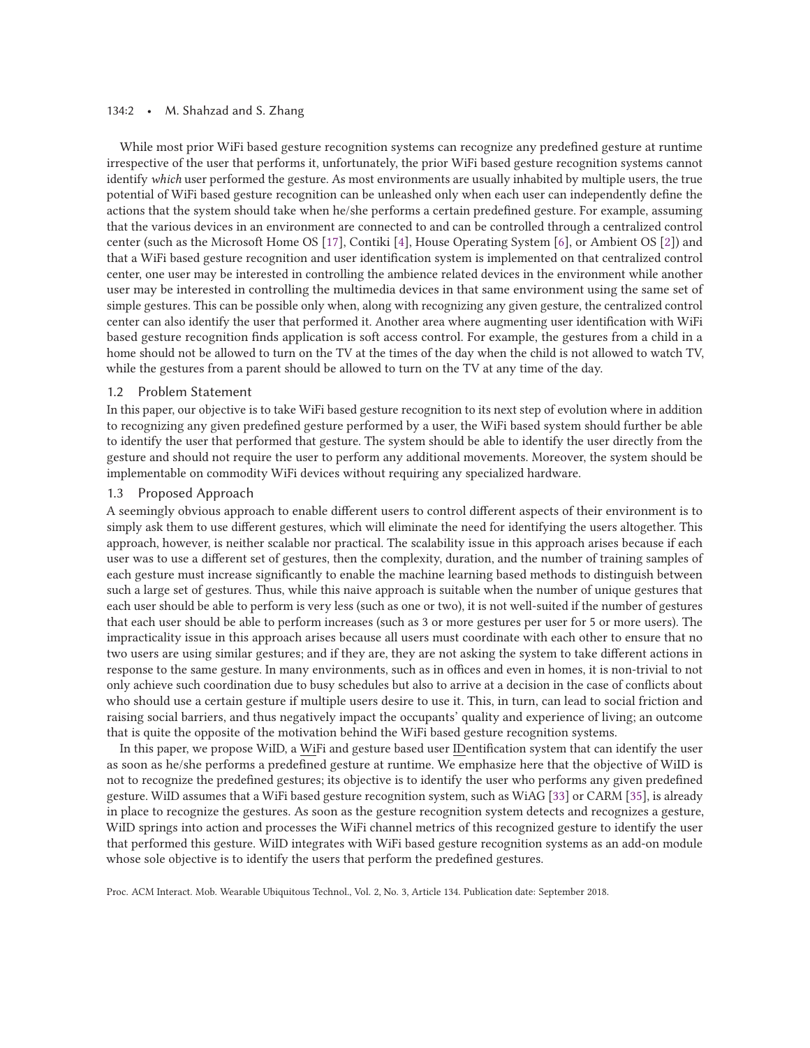While most prior WiFi based gesture recognition systems can recognize any predefined gesture at runtime irrespective of the user that performs it, unfortunately, the prior WiFi based gesture recognition systems cannot identify *which* user performed the gesture. As most environments are usually inhabited by multiple users, the true potential of WiFi based gesture recognition can be unleashed only when each user can independently define the actions that the system should take when he/she performs a certain predefined gesture. For example, assuming that the various devices in an environment are connected to and can be controlled through a centralized control center (such as the Microsoft Home OS [17], Contiki [4], House Operating System [6], or Ambient OS [2]) and that a WiFi based gesture recognition and user identification system is implemented on that centralized control center, one user may be interested in controlling the ambience related devices in the environment while another user may be interested in controlling the multimedia devices in that same environment using the same set of simple gestures. This can be possible only when, along with recognizing any given gesture, the centralized control center can also identify the user that performed it. Another area where augmenting user identification with WiFi based gesture recognition finds application is soft access control. For example, the gestures from a child in a home should not be allowed to turn on the TV at the times of the day when the child is not allowed to watch TV, while the gestures from a parent should be allowed to turn on the TV at any time of the day.

## 1.2 Problem Statement

In this paper, our objective is to take WiFi based gesture recognition to its next step of evolution where in addition to recognizing any given predefined gesture performed by a user, the WiFi based system should further be able to identify the user that performed that gesture. The system should be able to identify the user directly from the gesture and should not require the user to perform any additional movements. Moreover, the system should be implementable on commodity WiFi devices without requiring any specialized hardware.

## 1.3 Proposed Approach

A seemingly obvious approach to enable different users to control different aspects of their environment is to simply ask them to use different gestures, which will eliminate the need for identifying the users altogether. This approach, however, is neither scalable nor practical. The scalability issue in this approach arises because if each user was to use a different set of gestures, then the complexity, duration, and the number of training samples of each gesture must increase significantly to enable the machine learning based methods to distinguish between such a large set of gestures. Thus, while this naive approach is suitable when the number of unique gestures that each user should be able to perform is very less (such as one or two), it is not well-suited if the number of gestures that each user should be able to perform increases (such as 3 or more gestures per user for 5 or more users). The impracticality issue in this approach arises because all users must coordinate with each other to ensure that no two users are using similar gestures; and if they are, they are not asking the system to take different actions in response to the same gesture. In many environments, such as in offices and even in homes, it is non-trivial to not only achieve such coordination due to busy schedules but also to arrive at a decision in the case of conflicts about who should use a certain gesture if multiple users desire to use it. This, in turn, can lead to social friction and raising social barriers, and thus negatively impact the occupants' quality and experience of living; an outcome that is quite the opposite of the motivation behind the WiFi based gesture recognition systems.

In this paper, we propose WiID, a WiFi and gesture based user IDentification system that can identify the user as soon as he/she performs a predefined gesture at runtime. We emphasize here that the objective of WiID is not to recognize the predefined gestures; its objective is to identify the user who performs any given predefined gesture. WiID assumes that a WiFi based gesture recognition system, such as WiAG [33] or CARM [35], is already in place to recognize the gestures. As soon as the gesture recognition system detects and recognizes a gesture, WiID springs into action and processes the WiFi channel metrics of this recognized gesture to identify the user that performed this gesture. WiID integrates with WiFi based gesture recognition systems as an add-on module whose sole objective is to identify the users that perform the predefined gestures.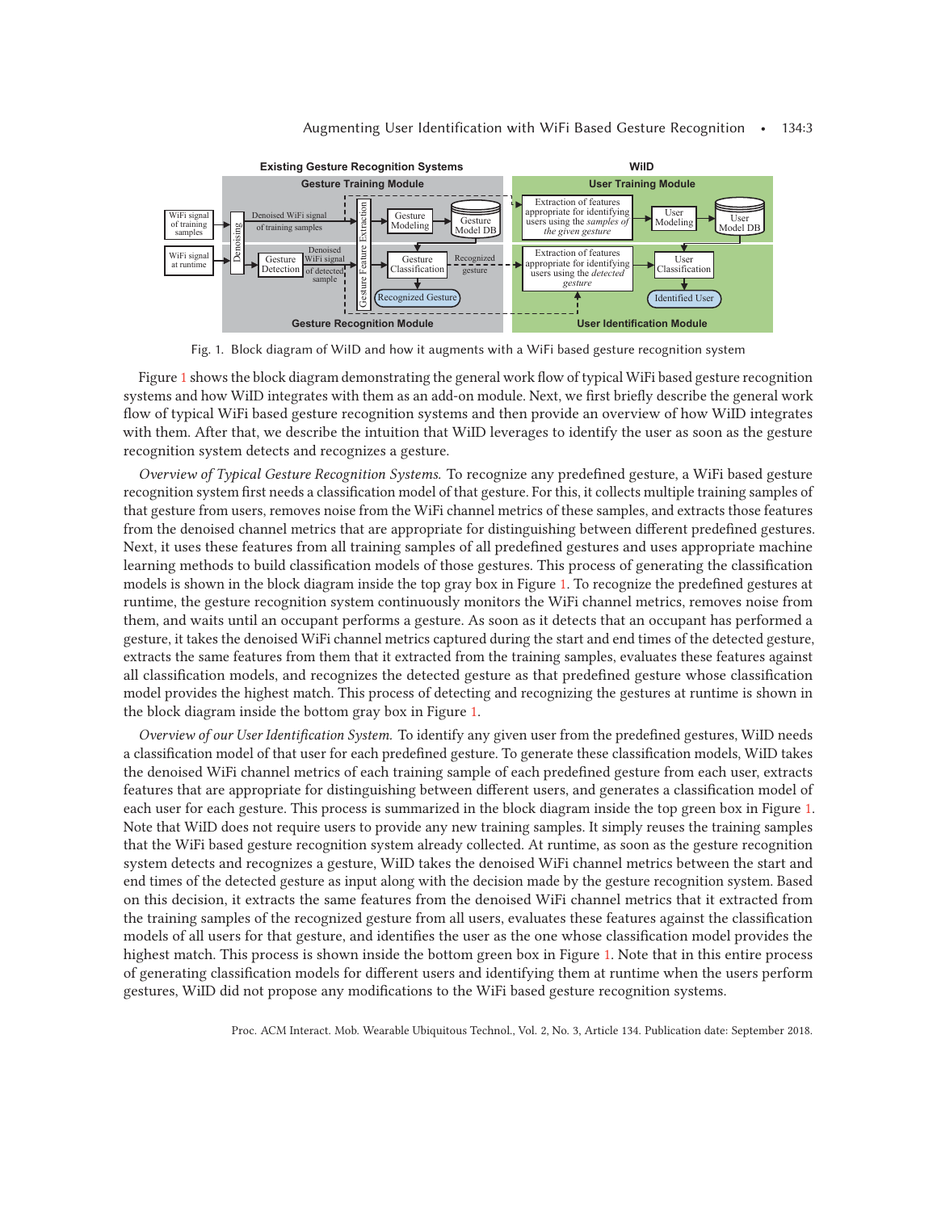Fig. 1. Block diagram of WiID and how it augments with a WiFi based gesture recognition system

Figure 1 shows the block diagram demonstrating the general work flow of typical WiFi based gesture recognition systems and how WiID integrates with them as an add-on module. Next, we first briefly describe the general work flow of typical WiFi based gesture recognition systems and then provide an overview of how WiID integrates with them. After that, we describe the intuition that WiID leverages to identify the user as soon as the gesture recognition system detects and recognizes a gesture.

*Overview of Typical Gesture Recognition Systems.* To recognize any predefined gesture, a WiFi based gesture recognition system first needs a classification model of that gesture. For this, it collects multiple training samples of that gesture from users, removes noise from the WiFi channel metrics of these samples, and extracts those features from the denoised channel metrics that are appropriate for distinguishing between different predefined gestures. Next, it uses these features from all training samples of all predefined gestures and uses appropriate machine learning methods to build classification models of those gestures. This process of generating the classification models is shown in the block diagram inside the top gray box in Figure 1. To recognize the predefined gestures at runtime, the gesture recognition system continuously monitors the WiFi channel metrics, removes noise from them, and waits until an occupant performs a gesture. As soon as it detects that an occupant has performed a gesture, it takes the denoised WiFi channel metrics captured during the start and end times of the detected gesture, extracts the same features from them that it extracted from the training samples, evaluates these features against all classification models, and recognizes the detected gesture as that predefined gesture whose classification model provides the highest match. This process of detecting and recognizing the gestures at runtime is shown in the block diagram inside the bottom gray box in Figure 1.

*Overview of our User Identification System.* To identify any given user from the predefined gestures, WiID needs a classification model of that user for each predefined gesture. To generate these classification models, WiID takes the denoised WiFi channel metrics of each training sample of each predefined gesture from each user, extracts features that are appropriate for distinguishing between different users, and generates a classification model of each user for each gesture. This process is summarized in the block diagram inside the top green box in Figure 1. Note that WiID does not require users to provide any new training samples. It simply reuses the training samples that the WiFi based gesture recognition system already collected. At runtime, as soon as the gesture recognition system detects and recognizes a gesture, WiID takes the denoised WiFi channel metrics between the start and end times of the detected gesture as input along with the decision made by the gesture recognition system. Based on this decision, it extracts the same features from the denoised WiFi channel metrics that it extracted from the training samples of the recognized gesture from all users, evaluates these features against the classification models of all users for that gesture, and identifies the user as the one whose classification model provides the highest match. This process is shown inside the bottom green box in Figure 1. Note that in this entire process of generating classification models for different users and identifying them at runtime when the users perform gestures, WiID did not propose any modifications to the WiFi based gesture recognition systems.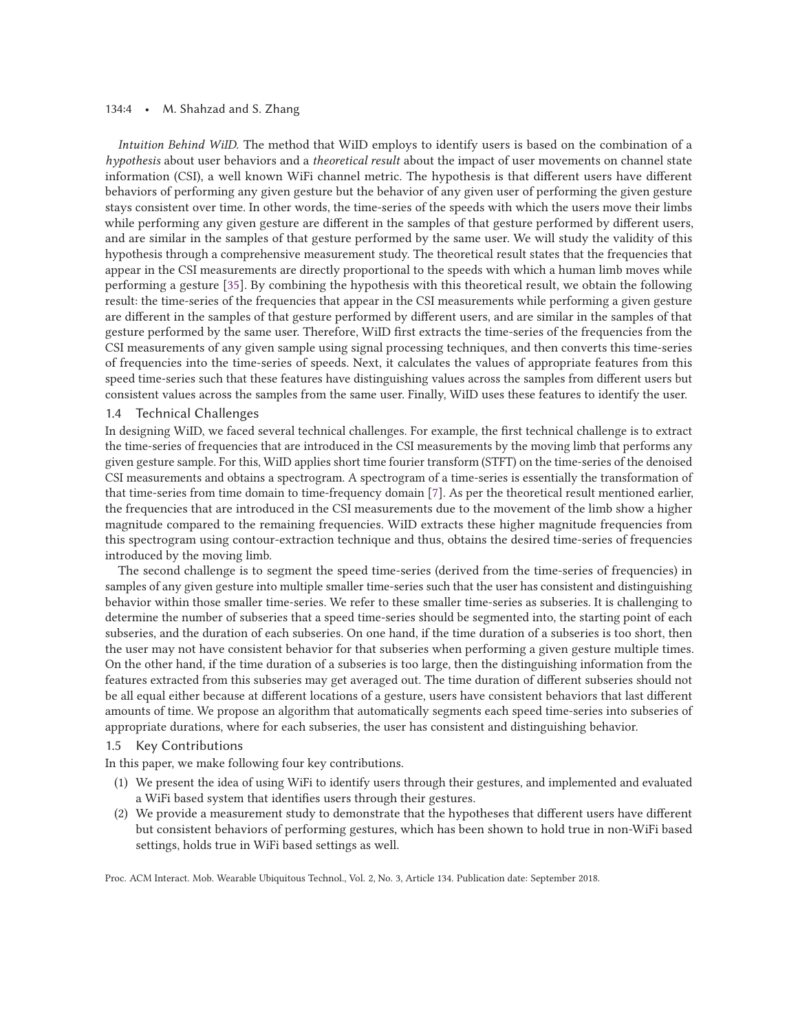*Intuition Behind WiID.* The method that WiID employs to identify users is based on the combination of a *hypothesis* about user behaviors and a *theoretical result* about the impact of user movements on channel state information (CSI), a well known WiFi channel metric. The hypothesis is that different users have different behaviors of performing any given gesture but the behavior of any given user of performing the given gesture stays consistent over time. In other words, the time-series of the speeds with which the users move their limbs while performing any given gesture are different in the samples of that gesture performed by different users, and are similar in the samples of that gesture performed by the same user. We will study the validity of this hypothesis through a comprehensive measurement study. The theoretical result states that the frequencies that appear in the CSI measurements are directly proportional to the speeds with which a human limb moves while performing a gesture [35]. By combining the hypothesis with this theoretical result, we obtain the following result: the time-series of the frequencies that appear in the CSI measurements while performing a given gesture are different in the samples of that gesture performed by different users, and are similar in the samples of that gesture performed by the same user. Therefore, WiID first extracts the time-series of the frequencies from the CSI measurements of any given sample using signal processing techniques, and then converts this time-series of frequencies into the time-series of speeds. Next, it calculates the values of appropriate features from this speed time-series such that these features have distinguishing values across the samples from different users but consistent values across the samples from the same user. Finally, WiID uses these features to identify the user.

### 1.4 Technical Challenges

In designing WiID, we faced several technical challenges. For example, the first technical challenge is to extract the time-series of frequencies that are introduced in the CSI measurements by the moving limb that performs any given gesture sample. For this, WiID applies short time fourier transform (STFT) on the time-series of the denoised CSI measurements and obtains a spectrogram. A spectrogram of a time-series is essentially the transformation of that time-series from time domain to time-frequency domain [7]. As per the theoretical result mentioned earlier, the frequencies that are introduced in the CSI measurements due to the movement of the limb show a higher magnitude compared to the remaining frequencies. WiID extracts these higher magnitude frequencies from this spectrogram using contour-extraction technique and thus, obtains the desired time-series of frequencies introduced by the moving limb.

The second challenge is to segment the speed time-series (derived from the time-series of frequencies) in samples of any given gesture into multiple smaller time-series such that the user has consistent and distinguishing behavior within those smaller time-series. We refer to these smaller time-series as subseries. It is challenging to determine the number of subseries that a speed time-series should be segmented into, the starting point of each subseries, and the duration of each subseries. On one hand, if the time duration of a subseries is too short, then the user may not have consistent behavior for that subseries when performing a given gesture multiple times. On the other hand, if the time duration of a subseries is too large, then the distinguishing information from the features extracted from this subseries may get averaged out. The time duration of different subseries should not be all equal either because at different locations of a gesture, users have consistent behaviors that last different amounts of time. We propose an algorithm that automatically segments each speed time-series into subseries of appropriate durations, where for each subseries, the user has consistent and distinguishing behavior.

### 1.5 Key Contributions

In this paper, we make following four key contributions.

1. We present the idea of using WiFi to identify users through their gestures, and implemented and evaluated a WiFi based system that identifies users through their gestures.
2. We provide a measurement study to demonstrate that the hypotheses that different users have different but consistent behaviors of performing gestures, which has been shown to hold true in non-WiFi based settings, holds true in WiFi based settings as well.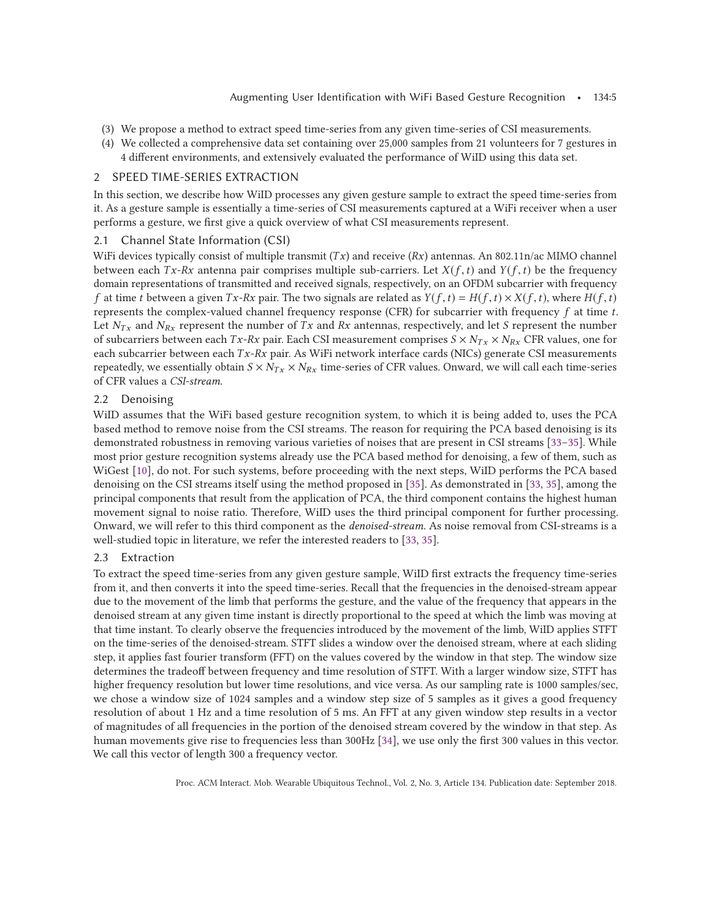(3) We propose a method to extract speed time-series from any given time-series of CSI measurements.
(4) We collected a comprehensive data set containing over 25,000 samples from 21 volunteers for 7 gestures in 4 different environments, and extensively evaluated the performance of WiID using this data set.

## 2 SPEED TIME-SERIES EXTRACTION

In this section, we describe how WiID processes any given gesture sample to extract the speed time-series from it. As a gesture sample is essentially a time-series of CSI measurements captured at a WiFi receiver when a user performs a gesture, we first give a quick overview of what CSI measurements represent.

### 2.1 Channel State Information (CSI)

WiFi devices typically consist of multiple transmit ($Tx$) and receive ($Rx$) antennas. An 802.11n/ac MIMO channel between each $Tx$-$Rx$ antenna pair comprises multiple sub-carriers. Let $X(f, t)$ and $Y(f, t)$ be the frequency domain representations of transmitted and received signals, respectively, on an OFDM subcarrier with frequency $f$ at time $t$ between a given $Tx$-$Rx$ pair. The two signals are related as $Y(f, t) = H(f, t) \times X(f, t)$, where $H(f, t)$ represents the complex-valued channel frequency response (CFR) for subcarrier with frequency $f$ at time $t$. Let $N_{Tx}$ and $N_{Rx}$ represent the number of $Tx$ and $Rx$ antennas, respectively, and let $S$ represent the number of subcarriers between each $Tx$-$Rx$ pair. Each CSI measurement comprises $S \times N_{Tx} \times N_{Rx}$ CFR values, one for each subcarrier between each $Tx$-$Rx$ pair. As WiFi network interface cards (NICs) generate CSI measurements repeatedly, we essentially obtain $S \times N_{Tx} \times N_{Rx}$ time-series of CFR values. Onward, we will call each time-series of CFR values a *CSI-stream*.

### 2.2 Denoising

WiID assumes that the WiFi based gesture recognition system, to which it is being added to, uses the PCA based method to remove noise from the CSI streams. The reason for requiring the PCA based denoising is its demonstrated robustness in removing various varieties of noises that are present in CSI streams [33–35]. While most prior gesture recognition systems already use the PCA based method for denoising, a few of them, such as WiGest [10], do not. For such systems, before proceeding with the next steps, WiID performs the PCA based denoising on the CSI streams itself using the method proposed in [35]. As demonstrated in [33, 35], among the principal components that result from the application of PCA, the third component contains the highest human movement signal to noise ratio. Therefore, WiID uses the third principal component for further processing. Onward, we will refer to this third component as the *denoised-stream*. As noise removal from CSI-streams is a well-studied topic in literature, we refer the interested readers to [33, 35].

### 2.3 Extraction

To extract the speed time-series from any given gesture sample, WiID first extracts the frequency time-series from it, and then converts it into the speed time-series. Recall that the frequencies in the denoised-stream appear due to the movement of the limb that performs the gesture, and the value of the frequency that appears in the denoised stream at any given time instant is directly proportional to the speed at which the limb was moving at that time instant. To clearly observe the frequencies introduced by the movement of the limb, WiID applies STFT on the time-series of the denoised-stream. STFT slides a window over the denoised stream, where at each sliding step, it applies fast fourier transform (FFT) on the values covered by the window in that step. The window size determines the tradeoff between frequency and time resolution of STFT. With a larger window size, STFT has higher frequency resolution but lower time resolutions, and vice versa. As our sampling rate is 1000 samples/sec, we chose a window size of 1024 samples and a window step size of 5 samples as it gives a good frequency resolution of about 1 Hz and a time resolution of 5 ms. An FFT at any given window step results in a vector of magnitudes of all frequencies in the portion of the denoised stream covered by the window in that step. As human movements give rise to frequencies less than 300Hz [34], we use only the first 300 values in this vector. We call this vector of length 300 a frequency vector.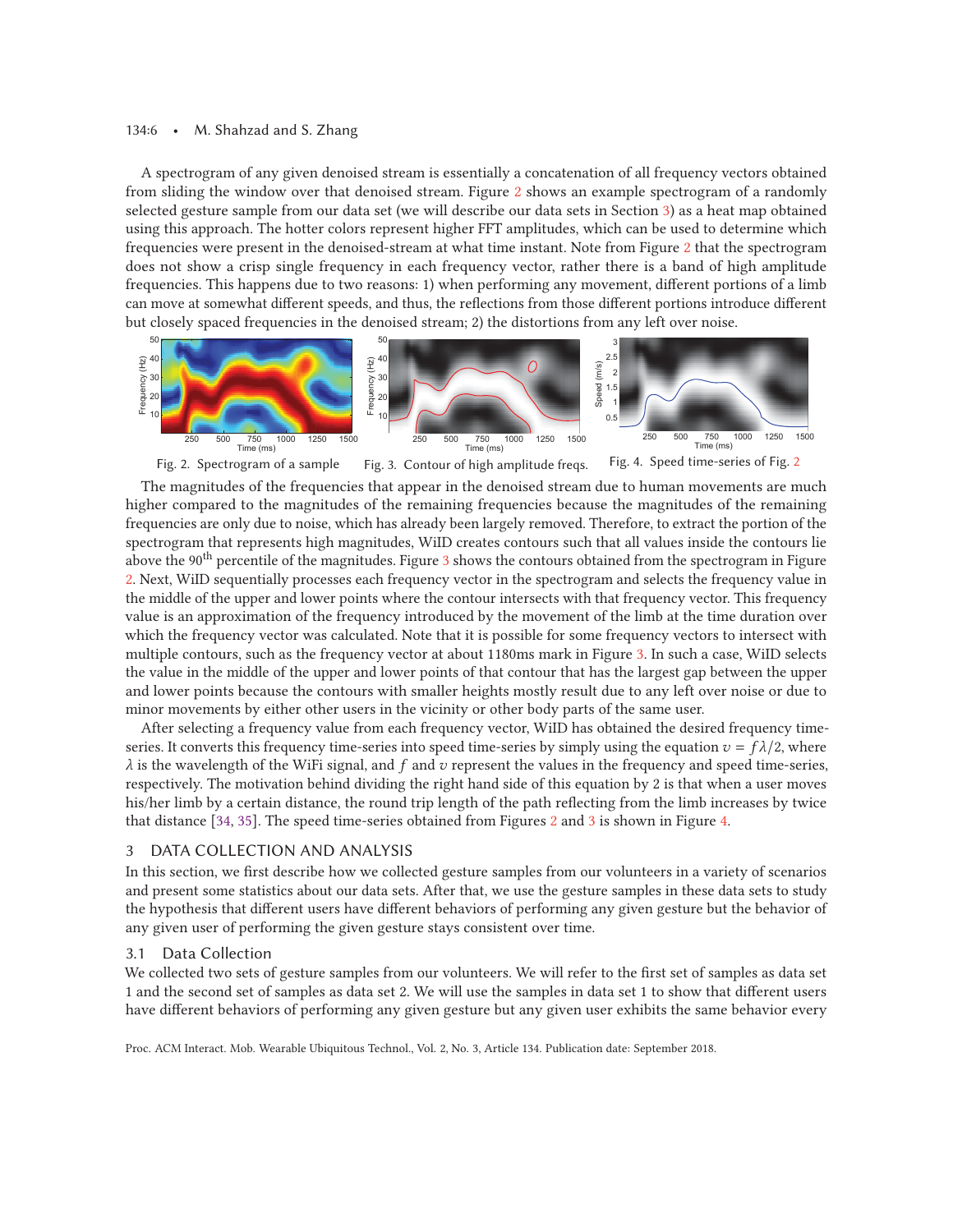A spectrogram of any given denoised stream is essentially a concatenation of all frequency vectors obtained from sliding the window over that denoised stream. Figure 2 shows an example spectrogram of a randomly selected gesture sample from our data set (we will describe our data sets in Section 3) as a heat map obtained using this approach. The hotter colors represent higher FFT amplitudes, which can be used to determine which frequencies were present in the denoised-stream at what time instant. Note from Figure 2 that the spectrogram does not show a crisp single frequency in each frequency vector, rather there is a band of high amplitude frequencies. This happens due to two reasons: 1) when performing any movement, different portions of a limb can move at somewhat different speeds, and thus, the reflections from those different portions introduce different but closely spaced frequencies in the denoised stream; 2) the distortions from any left over noise.

Fig. 2. Spectrogram of a sample

Fig. 3. Contour of high amplitude freqs.

Fig. 4. Speed time-series of Fig. 2

The magnitudes of the frequencies that appear in the denoised stream due to human movements are much higher compared to the magnitudes of the remaining frequencies because the magnitudes of the remaining frequencies are only due to noise, which has already been largely removed. Therefore, to extract the portion of the spectrogram that represents high magnitudes, WiID creates contours such that all values inside the contours lie above the 90$^{th}$ percentile of the magnitudes. Figure 3 shows the contours obtained from the spectrogram in Figure 2. Next, WiID sequentially processes each frequency vector in the spectrogram and selects the frequency value in the middle of the upper and lower points where the contour intersects with that frequency vector. This frequency value is an approximation of the frequency introduced by the movement of the limb at the time duration over which the frequency vector was calculated. Note that it is possible for some frequency vectors to intersect with multiple contours, such as the frequency vector at about 1180ms mark in Figure 3. In such a case, WiID selects the value in the middle of the upper and lower points of that contour that has the largest gap between the upper and lower points because the contours with smaller heights mostly result due to any left over noise or due to minor movements by either other users in the vicinity or other body parts of the same user.

After selecting a frequency value from each frequency vector, WiID has obtained the desired frequency time-series. It converts this frequency time-series into speed time-series by simply using the equation $v = f\lambda/2$, where $\lambda$ is the wavelength of the WiFi signal, and $f$ and $v$ represent the values in the frequency and speed time-series, respectively. The motivation behind dividing the right hand side of this equation by 2 is that when a user moves his/her limb by a certain distance, the round trip length of the path reflecting from the limb increases by twice that distance [34, 35]. The speed time-series obtained from Figures 2 and 3 is shown in Figure 4.

## 3 DATA COLLECTION AND ANALYSIS

In this section, we first describe how we collected gesture samples from our volunteers in a variety of scenarios and present some statistics about our data sets. After that, we use the gesture samples in these data sets to study the hypothesis that different users have different behaviors of performing any given gesture but the behavior of any given user of performing the given gesture stays consistent over time.

### 3.1 Data Collection

We collected two sets of gesture samples from our volunteers. We will refer to the first set of samples as data set 1 and the second set of samples as data set 2. We will use the samples in data set 1 to show that different users have different behaviors of performing any given gesture but any given user exhibits the same behavior every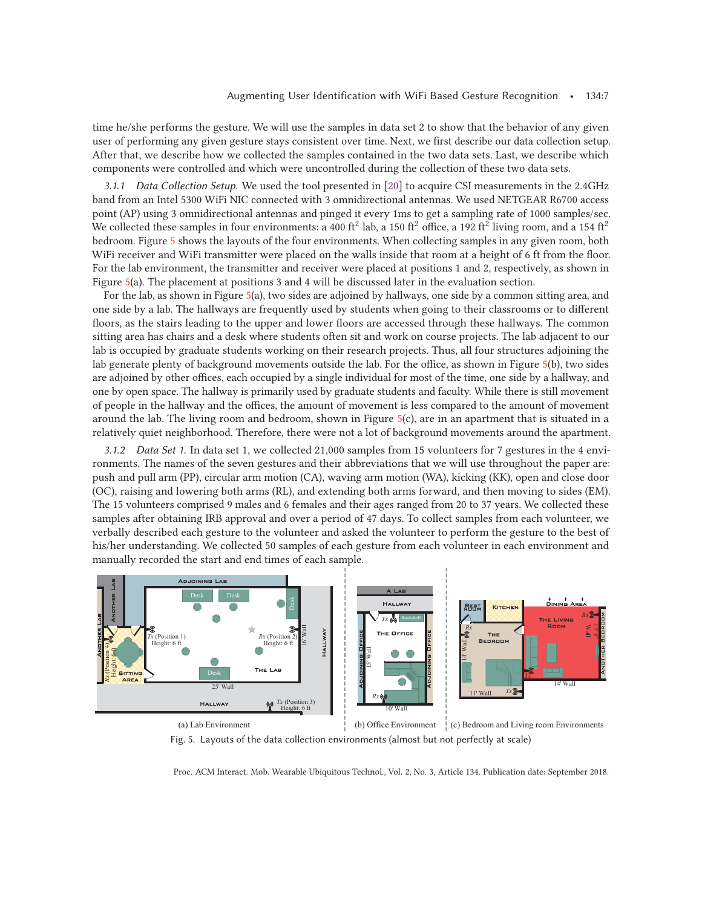time he/she performs the gesture. We will use the samples in data set 2 to show that the behavior of any given user of performing any given gesture stays consistent over time. Next, we first describe our data collection setup. After that, we describe how we collected the samples contained in the two data sets. Last, we describe which components were controlled and which were uncontrolled during the collection of these two data sets.

*3.1.1 Data Collection Setup.* We used the tool presented in [20] to acquire CSI measurements in the 2.4GHz band from an Intel 5300 WiFi NIC connected with 3 omnidirectional antennas. We used NETGEAR R6700 access point (AP) using 3 omnidirectional antennas and pinged it every 1ms to get a sampling rate of 1000 samples/sec. We collected these samples in four environments: a 400 ft$^2$ lab, a 150 ft$^2$ office, a 192 ft$^2$ living room, and a 154 ft$^2$ bedroom. Figure 5 shows the layouts of the four environments. When collecting samples in any given room, both WiFi receiver and WiFi transmitter were placed on the walls inside that room at a height of 6 ft from the floor. For the lab environment, the transmitter and receiver were placed at positions 1 and 2, respectively, as shown in Figure 5(a). The placement at positions 3 and 4 will be discussed later in the evaluation section.

For the lab, as shown in Figure 5(a), two sides are adjoined by hallways, one side by a common sitting area, and one side by a lab. The hallways are frequently used by students when going to their classrooms or to different floors, as the stairs leading to the upper and lower floors are accessed through these hallways. The common sitting area has chairs and a desk where students often sit and work on course projects. The lab adjacent to our lab is occupied by graduate students working on their research projects. Thus, all four structures adjoining the lab generate plenty of background movements outside the lab. For the office, as shown in Figure 5(b), two sides are adjoined by other offices, each occupied by a single individual for most of the time, one side by a hallway, and one by open space. The hallway is primarily used by graduate students and faculty. While there is still movement of people in the hallway and the offices, the amount of movement is less compared to the amount of movement around the lab. The living room and bedroom, shown in Figure 5(c), are in an apartment that is situated in a relatively quiet neighborhood. Therefore, there were not a lot of background movements around the apartment.

*3.1.2 Data Set 1.* In data set 1, we collected 21,000 samples from 15 volunteers for 7 gestures in the 4 environments. The names of the seven gestures and their abbreviations that we will use throughout the paper are: push and pull arm (PP), circular arm motion (CA), waving arm motion (WA), kicking (KK), open and close door (OC), raising and lowering both arms (RL), and extending both arms forward, and then moving to sides (EM). The 15 volunteers comprised 9 males and 6 females and their ages ranged from 20 to 37 years. We collected these samples after obtaining IRB approval and over a period of 47 days. To collect samples from each volunteer, we verbally described each gesture to the volunteer and asked the volunteer to perform the gesture to the best of his/her understanding. We collected 50 samples of each gesture from each volunteer in each environment and manually recorded the start and end times of each sample.

(a) Lab Environment (b) Office Environment (c) Bedroom and Living room Environments

Fig. 5. Layouts of the data collection environments (almost but not perfectly at scale)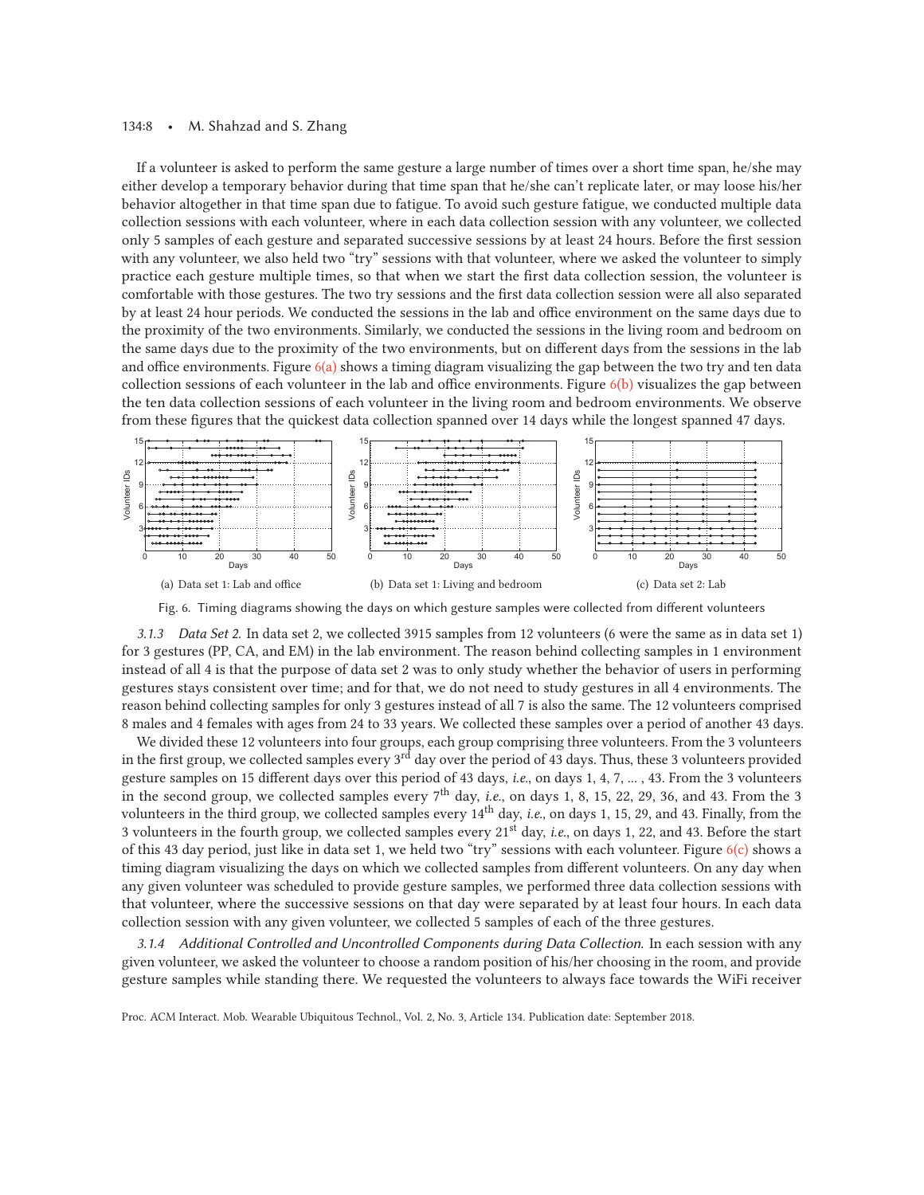If a volunteer is asked to perform the same gesture a large number of times over a short time span, he/she may either develop a temporary behavior during that time span that he/she can't replicate later, or may loose his/her behavior altogether in that time span due to fatigue. To avoid such gesture fatigue, we conducted multiple data collection sessions with each volunteer, where in each data collection session with any volunteer, we collected only 5 samples of each gesture and separated successive sessions by at least 24 hours. Before the first session with any volunteer, we also held two "try" sessions with that volunteer, where we asked the volunteer to simply practice each gesture multiple times, so that when we start the first data collection session, the volunteer is comfortable with those gestures. The two try sessions and the first data collection session were all also separated by at least 24 hour periods. We conducted the sessions in the lab and office environment on the same days due to the proximity of the two environments. Similarly, we conducted the sessions in the living room and bedroom on the same days due to the proximity of the two environments, but on different days from the sessions in the lab and office environments. Figure 6(a) shows a timing diagram visualizing the gap between the two try and ten data collection sessions of each volunteer in the lab and office environments. Figure 6(b) visualizes the gap between the ten data collection sessions of each volunteer in the living room and bedroom environments. We observe from these figures that the quickest data collection spanned over 14 days while the longest spanned 47 days.

(a) Data set 1: Lab and office (b) Data set 1: Living and bedroom (c) Data set 2: Lab

Fig. 6. Timing diagrams showing the days on which gesture samples were collected from different volunteers

*3.1.3 Data Set 2.* In data set 2, we collected 3915 samples from 12 volunteers (6 were the same as in data set 1) for 3 gestures (PP, CA, and EM) in the lab environment. The reason behind collecting samples in 1 environment instead of all 4 is that the purpose of data set 2 was to only study whether the behavior of users in performing gestures stays consistent over time; and for that, we do not need to study gestures in all 4 environments. The reason behind collecting samples for only 3 gestures instead of all 7 is also the same. The 12 volunteers comprised 8 males and 4 females with ages from 24 to 33 years. We collected these samples over a period of another 43 days.

We divided these 12 volunteers into four groups, each group comprising three volunteers. From the 3 volunteers in the first group, we collected samples every 3$^{rd}$ day over the period of 43 days. Thus, these 3 volunteers provided gesture samples on 15 different days over this period of 43 days, *i.e.*, on days 1, 4, 7, ... , 43. From the 3 volunteers in the second group, we collected samples every 7$^{th}$ day, *i.e.*, on days 1, 8, 15, 22, 29, 36, and 43. From the 3 volunteers in the third group, we collected samples every 14$^{th}$ day, *i.e.*, on days 1, 15, 29, and 43. Finally, from the 3 volunteers in the fourth group, we collected samples every 21$^{st}$ day, *i.e.*, on days 1, 22, and 43. Before the start of this 43 day period, just like in data set 1, we held two "try" sessions with each volunteer. Figure 6(c) shows a timing diagram visualizing the days on which we collected samples from different volunteers. On any day when any given volunteer was scheduled to provide gesture samples, we performed three data collection sessions with that volunteer, where the successive sessions on that day were separated by at least four hours. In each data collection session with any given volunteer, we collected 5 samples of each of the three gestures.

*3.1.4 Additional Controlled and Uncontrolled Components during Data Collection.* In each session with any given volunteer, we asked the volunteer to choose a random position of his/her choosing in the room, and provide gesture samples while standing there. We requested the volunteers to always face towards the WiFi receiver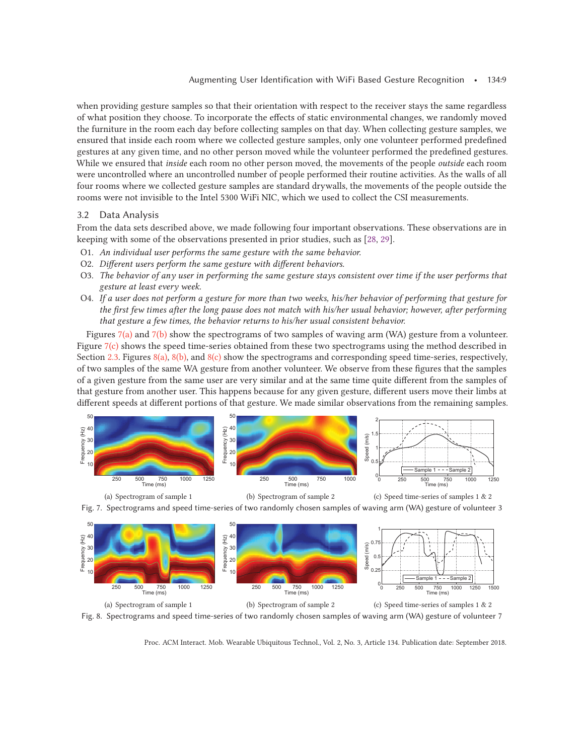when providing gesture samples so that their orientation with respect to the receiver stays the same regardless of what position they choose. To incorporate the effects of static environmental changes, we randomly moved the furniture in the room each day before collecting samples on that day. When collecting gesture samples, we ensured that inside each room where we collected gesture samples, only one volunteer performed predefined gestures at any given time, and no other person moved while the volunteer performed the predefined gestures. While we ensured that *inside* each room no other person moved, the movements of the people *outside* each room were uncontrolled where an uncontrolled number of people performed their routine activities. As the walls of all four rooms where we collected gesture samples are standard drywalls, the movements of the people outside the rooms were not invisible to the Intel 5300 WiFi NIC, which we used to collect the CSI measurements.

### 3.2 Data Analysis

From the data sets described above, we made following four important observations. These observations are in keeping with some of the observations presented in prior studies, such as [28, 29].

- O1. *An individual user performs the same gesture with the same behavior.*
- O2. *Different users perform the same gesture with different behaviors.*
- O3. *The behavior of any user in performing the same gesture stays consistent over time if the user performs that gesture at least every week.*
- O4. *If a user does not perform a gesture for more than two weeks, his/her behavior of performing that gesture for the first few times after the long pause does not match with his/her usual behavior; however, after performing that gesture a few times, the behavior returns to his/her usual consistent behavior.*

Figures 7(a) and 7(b) show the spectrograms of two samples of waving arm (WA) gesture from a volunteer. Figure 7(c) shows the speed time-series obtained from these two spectrograms using the method described in Section 2.3. Figures 8(a), 8(b), and 8(c) show the spectrograms and corresponding speed time-series, respectively, of two samples of the same WA gesture from another volunteer. We observe from these figures that the samples of a given gesture from the same user are very similar and at the same time quite different from the samples of that gesture from another user. This happens because for any given gesture, different users move their limbs at different speeds at different portions of that gesture. We made similar observations from the remaining samples.

(a) Spectrogram of sample 1 (b) Spectrogram of sample 2 (c) Speed time-series of samples 1 & 2

Fig. 7. Spectrograms and speed time-series of two randomly chosen samples of waving arm (WA) gesture of volunteer 3

(a) Spectrogram of sample 1 (b) Spectrogram of sample 2 (c) Speed time-series of samples 1 & 2

Fig. 8. Spectrograms and speed time-series of two randomly chosen samples of waving arm (WA) gesture of volunteer 7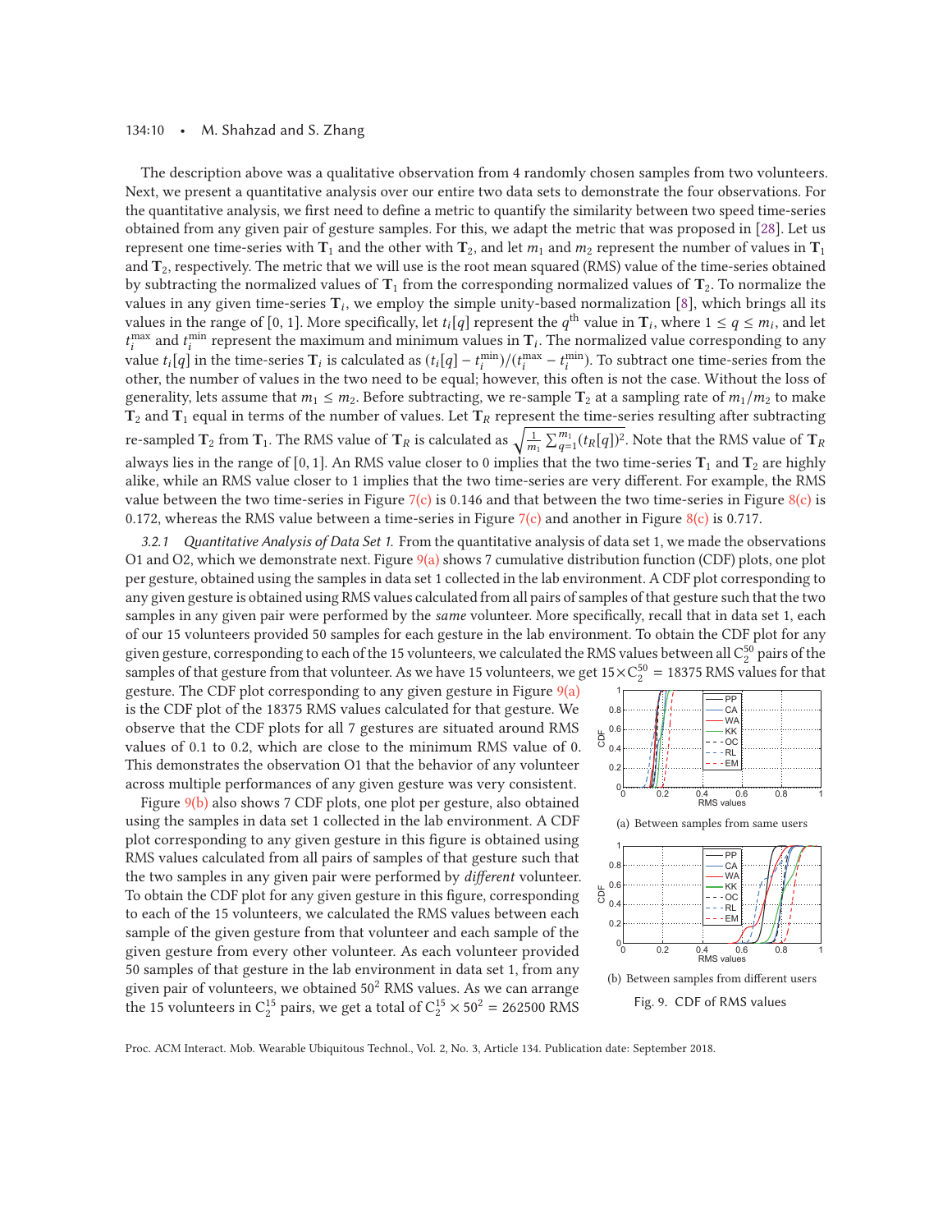The description above was a qualitative observation from 4 randomly chosen samples from two volunteers. Next, we present a quantitative analysis over our entire two data sets to demonstrate the four observations. For the quantitative analysis, we first need to define a metric to quantify the similarity between two speed time-series obtained from any given pair of gesture samples. For this, we adapt the metric that was proposed in [28]. Let us represent one time-series with $\mathbf{T}_1$ and the other with $\mathbf{T}_2$, and let $m_1$ and $m_2$ represent the number of values in $\mathbf{T}_1$ and $\mathbf{T}_2$, respectively. The metric that we will use is the root mean squared (RMS) value of the time-series obtained by subtracting the normalized values of $\mathbf{T}_1$ from the corresponding normalized values of $\mathbf{T}_2$. To normalize the values in any given time-series $\mathbf{T}_i$, we employ the simple unity-based normalization [8], which brings all its values in the range of [0, 1]. More specifically, let $t_i[q]$ represent the $q^{\text{th}}$ value in $\mathbf{T}_i$, where $1 \leq q \leq m_i$, and let $t_i^{\max}$ and $t_i^{\min}$ represent the maximum and minimum values in $\mathbf{T}_i$. The normalized value corresponding to any value $t_i[q]$ in the time-series $\mathbf{T}_i$ is calculated as $(t_i[q] - t_i^{\min})/(t_i^{\max} - t_i^{\min})$. To subtract one time-series from the other, the number of values in the two need to be equal; however, this often is not the case. Without the loss of generality, lets assume that $m_1 \leq m_2$. Before subtracting, we re-sample $\mathbf{T}_2$ at a sampling rate of $m_1/m_2$ to make $\mathbf{T}_2$ and $\mathbf{T}_1$ equal in terms of the number of values. Let $\mathbf{T}_R$ represent the time-series resulting after subtracting re-sampled $\mathbf{T}_2$ from $\mathbf{T}_1$. The RMS value of $\mathbf{T}_R$ is calculated as $\sqrt{\frac{1}{m_1}\sum_{q=1}^{m_1}(t_R[q])^2}$. Note that the RMS value of $\mathbf{T}_R$ always lies in the range of [0, 1]. An RMS value closer to 0 implies that the two time-series $\mathbf{T}_1$ and $\mathbf{T}_2$ are highly alike, while an RMS value closer to 1 implies that the two time-series are very different. For example, the RMS value between the two time-series in Figure 7(c) is 0.146 and that between the two time-series in Figure 8(c) is 0.172, whereas the RMS value between a time-series in Figure 7(c) and another in Figure 8(c) is 0.717.

*3.2.1 Quantitative Analysis of Data Set 1.* From the quantitative analysis of data set 1, we made the observations O1 and O2, which we demonstrate next. Figure 9(a) shows 7 cumulative distribution function (CDF) plots, one plot per gesture, obtained using the samples in data set 1 collected in the lab environment. A CDF plot corresponding to any given gesture is obtained using RMS values calculated from all pairs of samples of that gesture such that the two samples in any given pair were performed by the *same* volunteer. More specifically, recall that in data set 1, each of our 15 volunteers provided 50 samples for each gesture in the lab environment. To obtain the CDF plot for any given gesture, corresponding to each of the 15 volunteers, we calculated the RMS values between all $C_2^{50}$ pairs of the samples of that gesture from that volunteer. As we have 15 volunteers, we get $15 \times C_2^{50} = 18375$ RMS values for that gesture. The CDF plot corresponding to any given gesture in Figure 9(a) is the CDF plot of the 18375 RMS values calculated for that gesture. We observe that the CDF plots for all 7 gestures are situated around RMS values of 0.1 to 0.2, which are close to the minimum RMS value of 0. This demonstrates the observation O1 that the behavior of any volunteer across multiple performances of any given gesture was very consistent.

(a) Between samples from same users

(b) Between samples from different users

Fig. 9. CDF of RMS values

Figure 9(b) also shows 7 CDF plots, one plot per gesture, also obtained using the samples in data set 1 collected in the lab environment. A CDF plot corresponding to any given gesture in this figure is obtained using RMS values calculated from all pairs of samples of that gesture such that the two samples in any given pair were performed by *different* volunteer. To obtain the CDF plot for any given gesture in this figure, corresponding to each of the 15 volunteers, we calculated the RMS values between each sample of the given gesture from that volunteer and each sample of the given gesture from every other volunteer. As each volunteer provided 50 samples of that gesture in the lab environment in data set 1, from any given pair of volunteers, we obtained $50^2$ RMS values. As we can arrange the 15 volunteers in $C_2^{15}$ pairs, we get a total of $C_2^{15} \times 50^2 = 262500$ RMS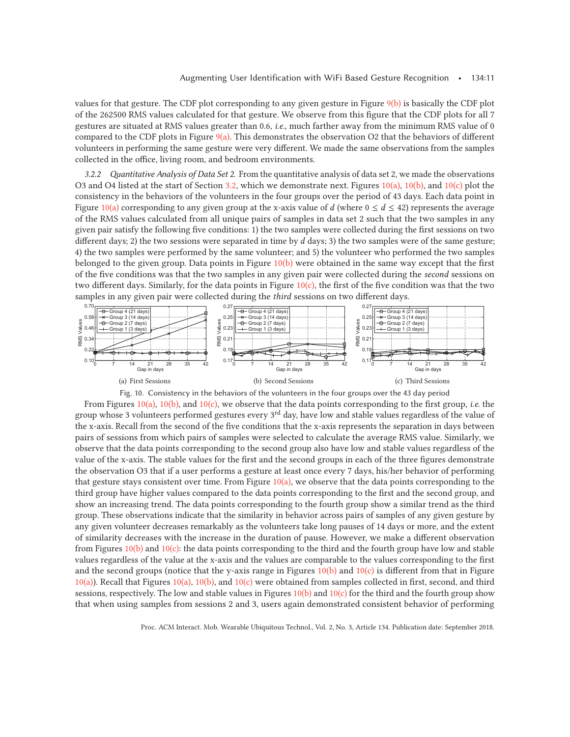values for that gesture. The CDF plot corresponding to any given gesture in Figure 9(b) is basically the CDF plot of the 262500 RMS values calculated for that gesture. We observe from this figure that the CDF plots for all 7 gestures are situated at RMS values greater than 0.6, *i.e.*, much farther away from the minimum RMS value of 0 compared to the CDF plots in Figure 9(a). This demonstrates the observation O2 that the behaviors of different volunteers in performing the same gesture were very different. We made the same observations from the samples collected in the office, living room, and bedroom environments.

*3.2.2 Quantitative Analysis of Data Set 2.* From the quantitative analysis of data set 2, we made the observations O3 and O4 listed at the start of Section 3.2, which we demonstrate next. Figures 10(a), 10(b), and 10(c) plot the consistency in the behaviors of the volunteers in the four groups over the period of 43 days. Each data point in Figure 10(a) corresponding to any given group at the x-axis value of $d$ (where $0 \leq d \leq 42$) represents the average of the RMS values calculated from all unique pairs of samples in data set 2 such that the two samples in any given pair satisfy the following five conditions: 1) the two samples were collected during the first sessions on two different days; 2) the two sessions were separated in time by $d$ days; 3) the two samples were of the same gesture; 4) the two samples were performed by the same volunteer; and 5) the volunteer who performed the two samples belonged to the given group. Data points in Figure 10(b) were obtained in the same way except that the first of the five conditions was that the two samples in any given pair were collected during the *second* sessions on two different days. Similarly, for the data points in Figure 10(c), the first of the five condition was that the two samples in any given pair were collected during the *third* sessions on two different days.

(a) First Sessions

(b) Second Sessions

(c) Third Sessions

Fig. 10. Consistency in the behaviors of the volunteers in the four groups over the 43 day period

From Figures 10(a), 10(b), and 10(c), we observe that the data points corresponding to the first group, *i.e.* the group whose 3 volunteers performed gestures every 3rd day, have low and stable values regardless of the value of the x-axis. Recall from the second of the five conditions that the x-axis represents the separation in days between pairs of sessions from which pairs of samples were selected to calculate the average RMS value. Similarly, we observe that the data points corresponding to the second group also have low and stable values regardless of the value of the x-axis. The stable values for the first and the second groups in each of the three figures demonstrate the observation O3 that if a user performs a gesture at least once every 7 days, his/her behavior of performing that gesture stays consistent over time. From Figure 10(a), we observe that the data points corresponding to the third group have higher values compared to the data points corresponding to the first and the second group, and show an increasing trend. The data points corresponding to the fourth group show a similar trend as the third group. These observations indicate that the similarity in behavior across pairs of samples of any given gesture by any given volunteer decreases remarkably as the volunteers take long pauses of 14 days or more, and the extent of similarity decreases with the increase in the duration of pause. However, we make a different observation from Figures 10(b) and 10(c): the data points corresponding to the third and the fourth group have low and stable values regardless of the value at the x-axis and the values are comparable to the values corresponding to the first and the second groups (notice that the y-axis range in Figures 10(b) and 10(c) is different from that in Figure 10(a)). Recall that Figures 10(a), 10(b), 10(c) were obtained from samples collected in first, second, and third sessions, respectively. The low and stable values in Figures 10(b) and 10(c) for the third and the fourth group show that when using samples from sessions 2 and 3, users again demonstrated consistent behavior of performing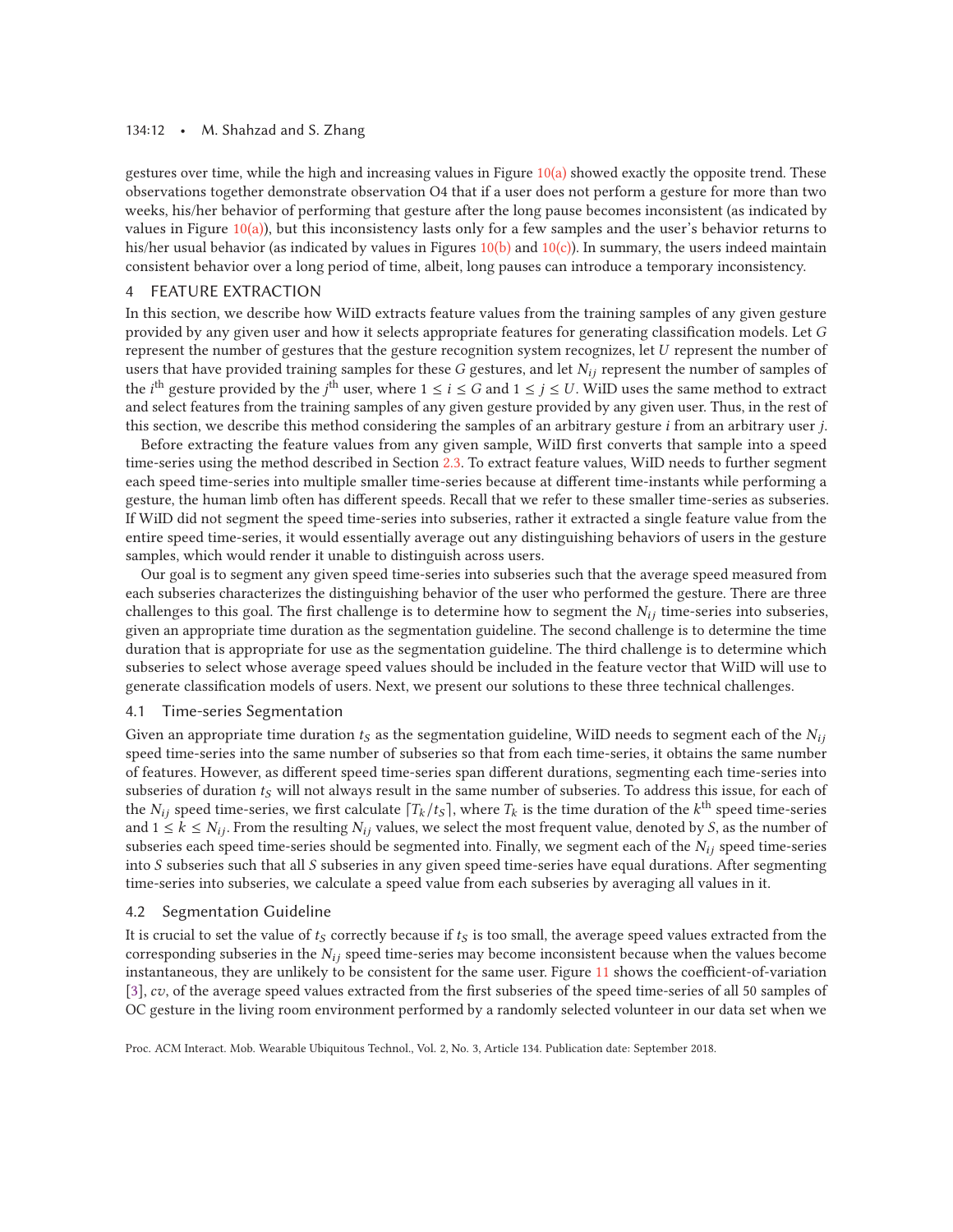gestures over time, while the high and increasing values in Figure 10(a) showed exactly the opposite trend. These observations together demonstrate observation O4 that if a user does not perform a gesture for more than two weeks, his/her behavior of performing that gesture after the long pause becomes inconsistent (as indicated by values in Figure 10(a)), but this inconsistency lasts only for a few samples and the user's behavior returns to his/her usual behavior (as indicated by values in Figures 10(b) and 10(c)). In summary, the users indeed maintain consistent behavior over a long period of time, albeit, long pauses can introduce a temporary inconsistency.

# 4 FEATURE EXTRACTION

In this section, we describe how WiID extracts feature values from the training samples of any given gesture provided by any given user and how it selects appropriate features for generating classification models. Let $G$ represent the number of gestures that the gesture recognition system recognizes, let $U$ represent the number of users that have provided training samples for these $G$ gestures, and let $N_{ij}$ represent the number of samples of the $i^{\text{th}}$ gesture provided by the $j^{\text{th}}$ user, where $1 \leq i \leq G$ and $1 \leq j \leq U$. WiID uses the same method to extract and select features from the training samples of any given gesture provided by any given user. Thus, in the rest of this section, we describe this method considering the samples of an arbitrary gesture $i$ from an arbitrary user $j$.

Before extracting the feature values from any given sample, WiID first converts that sample into a speed time-series using the method described in Section 2.3. To extract feature values, WiID needs to further segment each speed time-series into multiple smaller time-series because at different time-instants while performing a gesture, the human limb often has different speeds. Recall that we refer to these smaller time-series as subseries. If WiID did not segment the speed time-series into subseries, rather it extracted a single feature value from the entire speed time-series, it would essentially average out any distinguishing behaviors of users in the gesture samples, which would render it unable to distinguish across users.

Our goal is to segment any given speed time-series into subseries such that the average speed measured from each subseries characterizes the distinguishing behavior of the user who performed the gesture. There are three challenges to this goal. The first challenge is to determine how to segment the $N_{ij}$ time-series into subseries, given an appropriate time duration as the segmentation guideline. The second challenge is to determine the time duration that is appropriate for use as the segmentation guideline. The third challenge is to determine which subseries to select whose average speed values should be included in the feature vector that WiID will use to generate classification models of users. Next, we present our solutions to these three technical challenges.

## 4.1 Time-series Segmentation

Given an appropriate time duration $t_S$ as the segmentation guideline, WiID needs to segment each of the $N_{ij}$ speed time-series into the same number of subseries so that from each time-series, it obtains the same number of features. However, as different speed time-series span different durations, segmenting each time-series into subseries of duration $t_S$ will not always result in the same number of subseries. To address this issue, for each of the $N_{ij}$ speed time-series, we first calculate $\lceil T_k/t_S \rceil$, where $T_k$ is the time duration of the $k^{\text{th}}$ speed time-series and $1 \leq k \leq N_{ij}$. From the resulting $N_{ij}$ values, we select the most frequent value, denoted by $S$, as the number of subseries each speed time-series should be segmented into. Finally, we segment each of the $N_{ij}$ speed time-series into $S$ subseries such that all $S$ subseries in any given speed time-series have equal durations. After segmenting time-series into subseries, we calculate a speed value from each subseries by averaging all values in it.

## 4.2 Segmentation Guideline

It is crucial to set the value of $t_S$ correctly because if $t_S$ is too small, the average speed values extracted from the corresponding subseries in the $N_{ij}$ speed time-series may become inconsistent because when the values become instantaneous, they are unlikely to be consistent for the same user. Figure 11 shows the coefficient-of-variation [3], $cv$, of the average speed values extracted from the first subseries of the speed time-series of all 50 samples of OC gesture in the living room environment performed by a randomly selected volunteer in our data set when we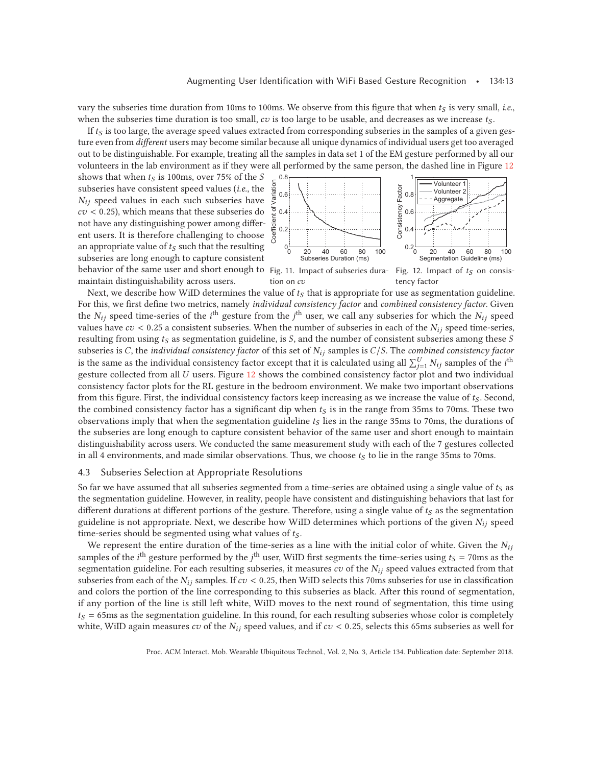vary the subseries time duration from 10ms to 100ms. We observe from this figure that when $t_S$ is very small, *i.e.*, when the subseries time duration is too small, $cv$ is too large to be usable, and decreases as we increase $t_S$.

If $t_S$ is too large, the average speed values extracted from corresponding subseries in the samples of a given gesture even from *different* users may become similar because all unique dynamics of individual users get too averaged out to be distinguishable. For example, treating all the samples in data set 1 of the EM gesture performed by all our volunteers in the lab environment as if they were all performed by the same person, the dashed line in Figure 12 shows that when $t_S$ is 100ms, over 75% of the $S$ subseries have consistent speed values (*i.e.*, the $N_{ij}$ speed values in each such subseries have $cv < 0.25$), which means that these subseries do not have any distinguishing power among different users. It is therefore challenging to choose an appropriate value of $t_S$ such that the resulting subseries are long enough to capture consistent behavior of the same user and short enough to maintain distinguishability across users.

Fig. 11. Impact of subseries duration on $cv$

Fig. 12. Impact of $t_S$ on consistency factor

Next, we describe how WiID determines the value of $t_S$ that is appropriate for use as segmentation guideline. For this, we first define two metrics, namely *individual consistency factor* and *combined consistency factor*. Given the $N_{ij}$ speed time-series of the $i^{\text{th}}$ gesture from the $j^{\text{th}}$ user, we call any subseries for which the $N_{ij}$ speed values have $cv < 0.25$ a consistent subseries. When the number of subseries in each of the $N_{ij}$ speed time-series, resulting from using $t_S$ as segmentation guideline, is $S$, and the number of consistent subseries among these $S$ subseries is $C$, the *individual consistency factor* of this set of $N_{ij}$ samples is $C/S$. The *combined consistency factor* is the same as the individual consistency factor except that it is calculated using all $\sum_{j=1}^{U} N_{ij}$ samples of the $i^{\text{th}}$ gesture collected from all $U$ users. Figure 12 shows the combined consistency factor plot and two individual consistency factor plots for the RL gesture in the bedroom environment. We make two important observations from this figure. First, the individual consistency factors keep increasing as we increase the value of $t_S$. Second, the combined consistency factor has a significant dip when $t_S$ is in the range from 35ms to 70ms. These two observations imply that when the segmentation guideline $t_S$ lies in the range 35ms to 70ms, the durations of the subseries are long enough to capture consistent behavior of the same user and short enough to maintain distinguishability across users. We conducted the same measurement study with each of the 7 gestures collected in all 4 environments, and made similar observations. Thus, we choose $t_S$ to lie in the range 35ms to 70ms.

### 4.3 Subseries Selection at Appropriate Resolutions

So far we have assumed that all subseries segmented from a time-series are obtained using a single value of $t_S$ as the segmentation guideline. However, in reality, people have consistent and distinguishing behaviors that last for different durations at different portions of the gesture. Therefore, using a single value of $t_S$ as the segmentation guideline is not appropriate. Next, we describe how WiID determines which portions of the given $N_{ij}$ speed time-series should be segmented using what values of $t_S$.

We represent the entire duration of the time-series as a line with the initial color of white. Given the $N_{ij}$ samples of the $i^{\text{th}}$ gesture performed by the $j^{\text{th}}$ user, WiID first segments the time-series using $t_S = 70$ms as the segmentation guideline. For each resulting subseries, it measures $cv$ of the $N_{ij}$ speed values extracted from that subseries from each of the $N_{ij}$ samples. If $cv < 0.25$, then WiID selects this 70ms subseries for use in classification and colors the portion of the line corresponding to this subseries as black. After this round of segmentation, if any portion of the line is still left white, WiID moves to the next round of segmentation, this time using $t_S = 65$ms as the segmentation guideline. In this round, for each resulting subseries whose color is completely white, WiID again measures $cv$ of the $N_{ij}$ speed values, and if $cv < 0.25$, selects this 65ms subseries as well for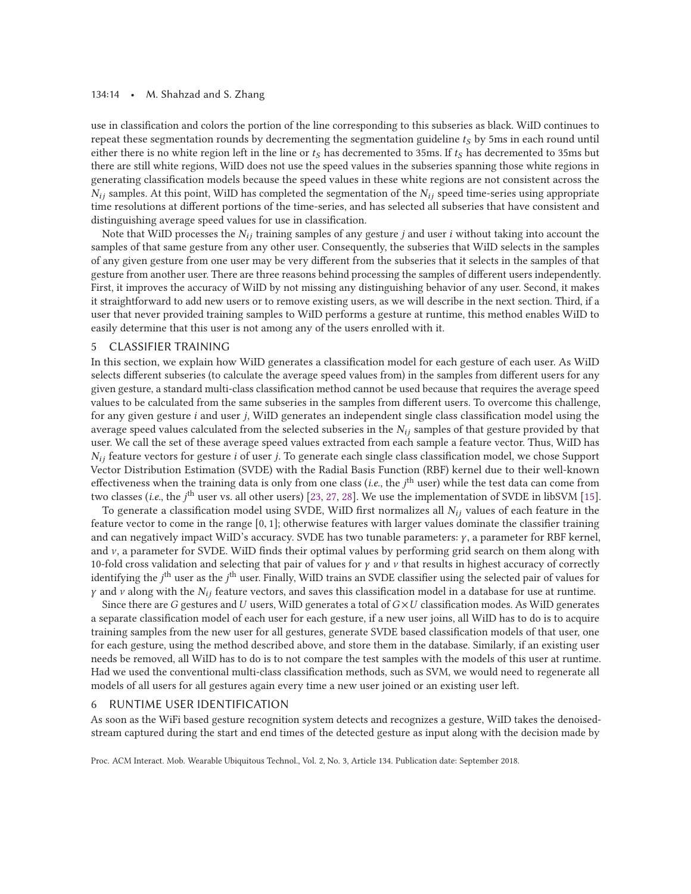use in classification and colors the portion of the line corresponding to this subseries as black. WiID continues to repeat these segmentation rounds by decrementing the segmentation guideline $t_S$ by 5ms in each round until either there is no white region left in the line or $t_S$ has decremented to 35ms. If $t_S$ has decremented to 35ms but there are still white regions, WiID does not use the speed values in the subseries spanning those white regions in generating classification models because the speed values in these white regions are not consistent across the $N_{ij}$ samples. At this point, WiID has completed the segmentation of the $N_{ij}$ speed time-series using appropriate time resolutions at different portions of the time-series, and has selected all subseries that have consistent and distinguishing average speed values for use in classification.

Note that WiID processes the $N_{ij}$ training samples of any gesture $j$ and user $i$ without taking into account the samples of that same gesture from any other user. Consequently, the subseries that WiID selects in the samples of any given gesture from one user may be very different from the subseries that it selects in the samples of that gesture from another user. There are three reasons behind processing the samples of different users independently. First, it improves the accuracy of WiID by not missing any distinguishing behavior of any user. Second, it makes it straightforward to add new users or to remove existing users, as we will describe in the next section. Third, if a user that never provided training samples to WiID performs a gesture at runtime, this method enables WiID to easily determine that this user is not among any of the users enrolled with it.

## 5 CLASSIFIER TRAINING

In this section, we explain how WiID generates a classification model for each gesture of each user. As WiID selects different subseries (to calculate the average speed values from) in the samples from different users for any given gesture, a standard multi-class classification method cannot be used because that requires the average speed values to be calculated from the same subseries in the samples from different users. To overcome this challenge, for any given gesture $i$ and user $j$, WiID generates an independent single class classification model using the average speed values calculated from the selected subseries in the $N_{ij}$ samples of that gesture provided by that user. We call the set of these average speed values extracted from each sample a feature vector. Thus, WiID has $N_{ij}$ feature vectors for gesture $i$ of user $j$. To generate each single class classification model, we chose Support Vector Distribution Estimation (SVDE) with the Radial Basis Function (RBF) kernel due to their well-known effectiveness when the training data is only from one class (*i.e.*, the $j^{\text{th}}$ user) while the test data can come from two classes (*i.e.*, the $j^{\text{th}}$ user vs. all other users) [23, 27, 28]. We use the implementation of SVDE in libSVM [15].

To generate a classification model using SVDE, WiID first normalizes all $N_{ij}$ values of each feature in the feature vector to come in the range $[0, 1]$; otherwise features with larger values dominate the classifier training and can negatively impact WiID's accuracy. SVDE has two tunable parameters: $\gamma$, a parameter for RBF kernel, and $\nu$, a parameter for SVDE. WiID finds their optimal values by performing grid search on them along with 10-fold cross validation and selecting that pair of values for $\gamma$ and $\nu$ that results in highest accuracy of correctly identifying the $j^{\text{th}}$ user as the $j^{\text{th}}$ user. Finally, WiID trains an SVDE classifier using the selected pair of values for $\gamma$ and $\nu$ along with the $N_{ij}$ feature vectors, and saves this classification model in a database for use at runtime.

Since there are $G$ gestures and $U$ users, WiID generates a total of $G \times U$ classification modes. As WiID generates a separate classification model of each user for each gesture, if a new user joins, all WiID has to do is to acquire training samples from the new user for all gestures, generate SVDE based classification models of that user, one for each gesture, using the method described above, and store them in the database. Similarly, if an existing user needs be removed, all WiID has to do is to not compare the test samples with the models of this user at runtime. Had we used the conventional multi-class classification methods, such as SVM, we would need to regenerate all models of all users for all gestures again every time a new user joined or an existing user left.

## 6 RUNTIME USER IDENTIFICATION

As soon as the WiFi based gesture recognition system detects and recognizes a gesture, WiID takes the denoised-stream captured during the start and end times of the detected gesture as input along with the decision made by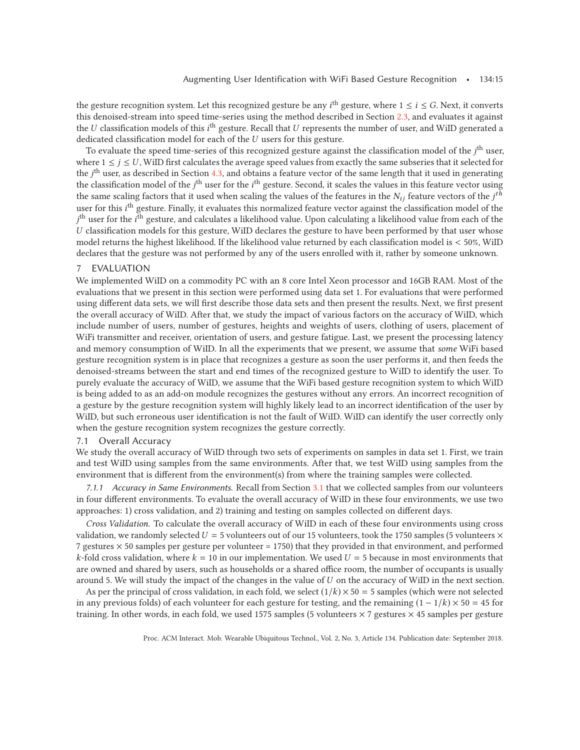the gesture recognition system. Let this recognized gesture be any $i^{\text{th}}$ gesture, where $1 \leq i \leq G$. Next, it converts this denoised-stream into speed time-series using the method described in Section 2.3, and evaluates it against the $U$ classification models of this $i^{\text{th}}$ gesture. Recall that $U$ represents the number of user, and WiID generated a dedicated classification model for each of the $U$ users for this gesture.

To evaluate the speed time-series of this recognized gesture against the classification model of the $j^{\text{th}}$ user, where $1 \leq j \leq U$, WiID first calculates the average speed values from exactly the same subseries that it selected for the $j^{\text{th}}$ user, as described in Section 4.3, and obtains a feature vector of the same length that it used in generating the classification model of the $j^{\text{th}}$ user for the $i^{\text{th}}$ gesture. Second, it scales the values in this feature vector using the same scaling factors that it used when scaling the values of the features in the $N_{ij}$ feature vectors of the $j^{th}$ user for this $i^{\text{th}}$ gesture. Finally, it evaluates this normalized feature vector against the classification model of the $j^{\text{th}}$ user for the $i^{\text{th}}$ gesture, and calculates a likelihood value. Upon calculating a likelihood value from each of the $U$ classification models for this gesture, WiID declares the gesture to have been performed by that user whose model returns the highest likelihood. If the likelihood value returned by each classification model is $< 50\%$, WiID declares that the gesture was not performed by any of the users enrolled with it, rather by someone unknown.

## 7 EVALUATION

We implemented WiID on a commodity PC with an 8 core Intel Xeon processor and 16GB RAM. Most of the evaluations that we present in this section were performed using data set 1. For evaluations that were performed using different data sets, we will first describe those data sets and then present the results. Next, we first present the overall accuracy of WiID. After that, we study the impact of various factors on the accuracy of WiID, which include number of users, number of gestures, heights and weights of users, clothing of users, placement of WiFi transmitter and receiver, orientation of users, and gesture fatigue. Last, we present the processing latency and memory consumption of WiID. In all the experiments that we present, we assume that *some* WiFi based gesture recognition system is in place that recognizes a gesture as soon the user performs it, and then feeds the denoised-streams between the start and end times of the recognized gesture to WiID to identify the user. To purely evaluate the accuracy of WiID, we assume that the WiFi based gesture recognition system to which WiID is being added to as an add-on module recognizes the gestures without any errors. An incorrect recognition of a gesture by the gesture recognition system will highly likely lead to an incorrect identification of the user by WiID, but such erroneous user identification is not the fault of WiID. WiID can identify the user correctly only when the gesture recognition system recognizes the gesture correctly.

### 7.1 Overall Accuracy

We study the overall accuracy of WiID through two sets of experiments on samples in data set 1. First, we train and test WiID using samples from the same environments. After that, we test WiID using samples from the environment that is different from the environment(s) from where the training samples were collected.

*7.1.1 Accuracy in Same Environments.* Recall from Section 3.1 that we collected samples from our volunteers in four different environments. To evaluate the overall accuracy of WiID in these four environments, we use two approaches: 1) cross validation, and 2) training and testing on samples collected on different days.

*Cross Validation.* To calculate the overall accuracy of WiID in each of these four environments using cross validation, we randomly selected $U = 5$ volunteers out of our 15 volunteers, took the 1750 samples (5 volunteers $\times$ 7 gestures $\times$ 50 samples per gesture per volunteer = 1750) that they provided in that environment, and performed $k$-fold cross validation, where $k = 10$ in our implementation. We used $U = 5$ because in most environments that are owned and shared by users, such as households or a shared office room, the number of occupants is usually around 5. We will study the impact of the changes in the value of $U$ on the accuracy of WiID in the next section.

As per the principal of cross validation, in each fold, we select $(1/k) \times 50 = 5$ samples (which were not selected in any previous folds) of each volunteer for each gesture for testing, and the remaining $(1 - 1/k) \times 50 = 45$ for training. In other words, in each fold, we used 1575 samples (5 volunteers $\times$ 7 gestures $\times$ 45 samples per gesture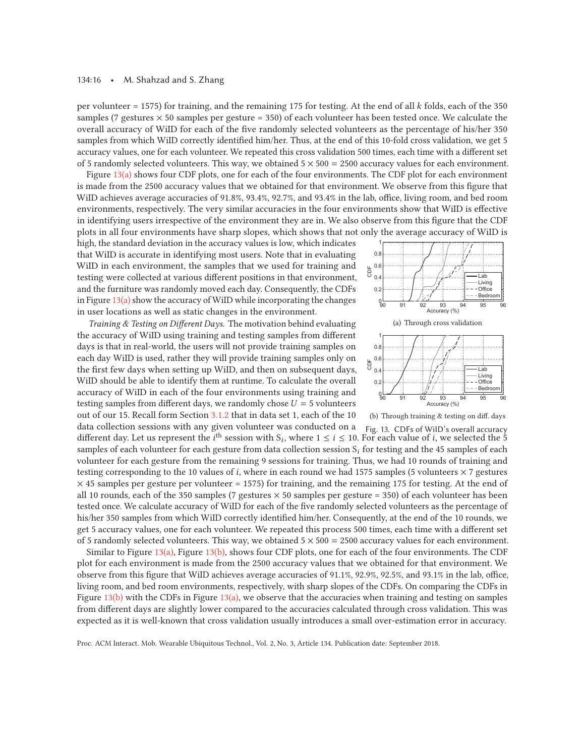per volunteer = 1575) for training, and the remaining 175 for testing. At the end of all $k$ folds, each of the 350 samples (7 gestures × 50 samples per gesture = 350) of each volunteer has been tested once. We calculate the overall accuracy of WiID for each of the five randomly selected volunteers as the percentage of his/her 350 samples from which WiID correctly identified him/her. Thus, at the end of this 10-fold cross validation, we get 5 accuracy values, one for each volunteer. We repeated this cross validation 500 times, each time with a different set of 5 randomly selected volunteers. This way, we obtained 5 × 500 = 2500 accuracy values for each environment.

Figure 13(a) shows four CDF plots, one for each of the four environments. The CDF plot for each environment is made from the 2500 accuracy values that we obtained for that environment. We observe from this figure that WiID achieves average accuracies of 91.8%, 93.4%, 92.7%, and 93.4% in the lab, office, living room, and bed room environments, respectively. The very similar accuracies in the four environments show that WiID is effective in identifying users irrespective of the environment they are in. We also observe from this figure that the CDF plots in all four environments have sharp slopes, which shows that not only the average accuracy of WiID is high, the standard deviation in the accuracy values is low, which indicates that WiID is accurate in identifying most users. Note that in evaluating WiID in each environment, the samples that we used for training and testing were collected at various different positions in that environment, and the furniture was randomly moved each day. Consequently, the CDFs in Figure 13(a) show the accuracy of WiID while incorporating the changes in user locations as well as static changes in the environment.

(a) Through cross validation

(b) Through training & testing on diff. days

Fig. 13. CDFs of WiID's overall accuracy

*Training & Testing on Different Days.* The motivation behind evaluating the accuracy of WiID using training and testing samples from different days is that in real-world, the users will not provide training samples on each day WiID is used, rather they will provide training samples only on the first few days when setting up WiID, and then on subsequent days, WiID should be able to identify them at runtime. To calculate the overall accuracy of WiID in each of the four environments using training and testing samples from different days, we randomly chose $U = 5$ volunteers out of our 15. Recall form Section 3.1.2 that in data set 1, each of the 10 data collection sessions with any given volunteer was conducted on a different day. Let us represent the $i^{\text{th}}$ session with $S_i$, where $1 \leq i \leq 10$. For each value of $i$, we selected the 5 samples of each volunteer for each gesture from data collection session $S_i$ for testing and the 45 samples of each volunteer for each gesture from the remaining 9 sessions for training. Thus, we had 10 rounds of training and testing corresponding to the 10 values of $i$, where in each round we had 1575 samples (5 volunteers × 7 gestures × 45 samples per gesture per volunteer = 1575) for training, and the remaining 175 for testing. At the end of all 10 rounds, each of the 350 samples (7 gestures × 50 samples per gesture = 350) of each volunteer has been tested once. We calculate accuracy of WiID for each of the five randomly selected volunteers as the percentage of his/her 350 samples from which WiID correctly identified him/her. Consequently, at the end of the 10 rounds, we get 5 accuracy values, one for each volunteer. We repeated this process 500 times, each time with a different set of 5 randomly selected volunteers. This way, we obtained 5 × 500 = 2500 accuracy values for each environment.

Similar to Figure 13(a), Figure 13(b), shows four CDF plots, one for each of the four environments. The CDF plot for each environment is made from the 2500 accuracy values that we obtained for that environment. We observe from this figure that WiID achieves average accuracies of 91.1%, 92.9%, 92.5%, and 93.1% in the lab, office, living room, and bed room environments, respectively, with sharp slopes of the CDFs. On comparing the CDFs in Figure 13(b) with the CDFs in Figure 13(a), we observe that the accuracies when training and testing on samples from different days are slightly lower compared to the accuracies calculated through cross validation. This was expected as it is well-known that cross validation usually introduces a small over-estimation error in accuracy.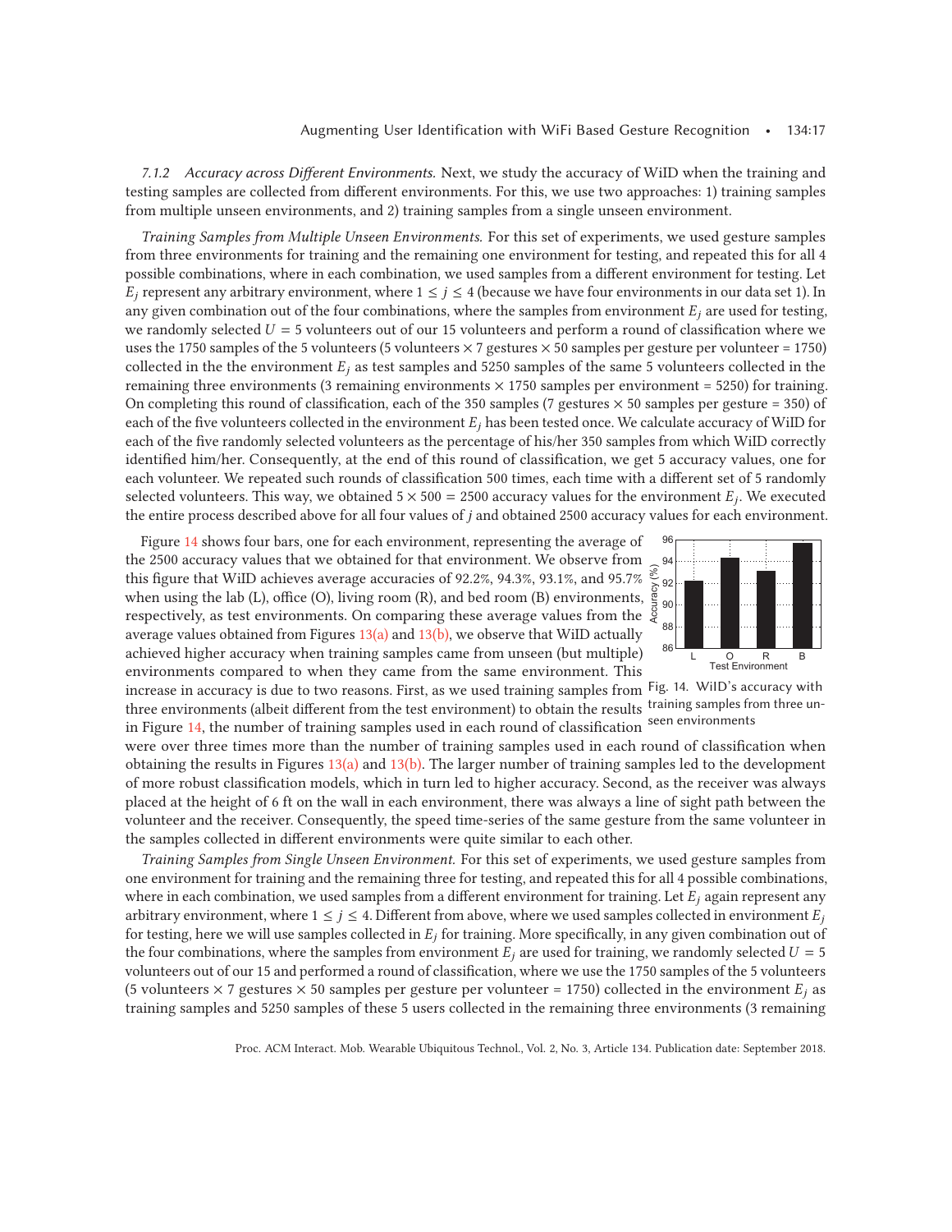#### 7.1.2 Accuracy across Different Environments.

Next, we study the accuracy of WiID when the training and testing samples are collected from different environments. For this, we use two approaches: 1) training samples from multiple unseen environments, and 2) training samples from a single unseen environment.

*Training Samples from Multiple Unseen Environments.* For this set of experiments, we used gesture samples from three environments for training and the remaining one environment for testing, and repeated this for all 4 possible combinations, where in each combination, we used samples from a different environment for testing. Let $E_j$ represent any arbitrary environment, where $1 \leq j \leq 4$ (because we have four environments in our data set 1). In any given combination out of the four combinations, where the samples from environment $E_j$ are used for testing, we randomly selected $U = 5$ volunteers out of our 15 volunteers and perform a round of classification where we uses the 1750 samples of the 5 volunteers (5 volunteers $\times$ 7 gestures $\times$ 50 samples per gesture per volunteer = 1750) collected in the the environment $E_j$ as test samples and 5250 samples of the same 5 volunteers collected in the remaining three environments (3 remaining environments $\times$ 1750 samples per environment = 5250) for training. On completing this round of classification, each of the 350 samples (7 gestures $\times$ 50 samples per gesture = 350) of each of the five volunteers collected in the environment $E_j$ has been tested once. We calculate accuracy of WiID for each of the five randomly selected volunteers as the percentage of his/her 350 samples from which WiID correctly identified him/her. Consequently, at the end of this round of classification, we get 5 accuracy values, one for each volunteer. We repeated such rounds of classification 500 times, each time with a different set of 5 randomly selected volunteers. This way, we obtained $5 \times 500 = 2500$ accuracy values for the environment $E_j$. We executed the entire process described above for all four values of $j$ and obtained 2500 accuracy values for each environment.

Figure 14 shows four bars, one for each environment, representing the average of the 2500 accuracy values that we obtained for that environment. We observe from this figure that WiID achieves average accuracies of 92.2%, 94.3%, 93.1%, and 95.7% when using the lab (L), office (O), living room (R), and bed room (B) environments, respectively, as test environments. On comparing these average values from the average values obtained from Figures 13(a) and 13(b), we observe that WiID actually achieved higher accuracy when training samples came from unseen (but multiple) environments compared to when they came from the same environment. This increase in accuracy is due to two reasons. First, as we used training samples from three environments (albeit different from the test environment) to obtain the results in Figure 14, the number of training samples used in each round of classification were over three times more than the number of training samples used in each round of classification when obtaining the results in Figures 13(a) and 13(b). The larger number of training samples led to the development of more robust classification models, which in turn led to higher accuracy. Second, as the receiver was always placed at the height of 6 ft on the wall in each environment, there was always a line of sight path between the volunteer and the receiver. Consequently, the speed time-series of the same gesture from the same volunteer in the samples collected in different environments were quite similar to each other.

Fig. 14. WiID's accuracy with training samples from three unseen environments

*Training Samples from Single Unseen Environment.* For this set of experiments, we used gesture samples from one environment for training and the remaining three for testing, and repeated this for all 4 possible combinations, where in each combination, we used samples from a different environment for training. Let $E_j$ again represent any arbitrary environment, where $1 \leq j \leq 4$. Different from above, where we used samples collected in environment $E_j$ for testing, here we will use samples collected in $E_j$ for training. More specifically, in any given combination out of the four combinations, where the samples from environment $E_j$ are used for training, we randomly selected $U = 5$ volunteers out of our 15 and performed a round of classification, where we use the 1750 samples of the 5 volunteers (5 volunteers $\times$ 7 gestures $\times$ 50 samples per gesture per volunteer = 1750) collected in the environment $E_j$ as training samples and 5250 samples of these 5 users collected in the remaining three environments (3 remaining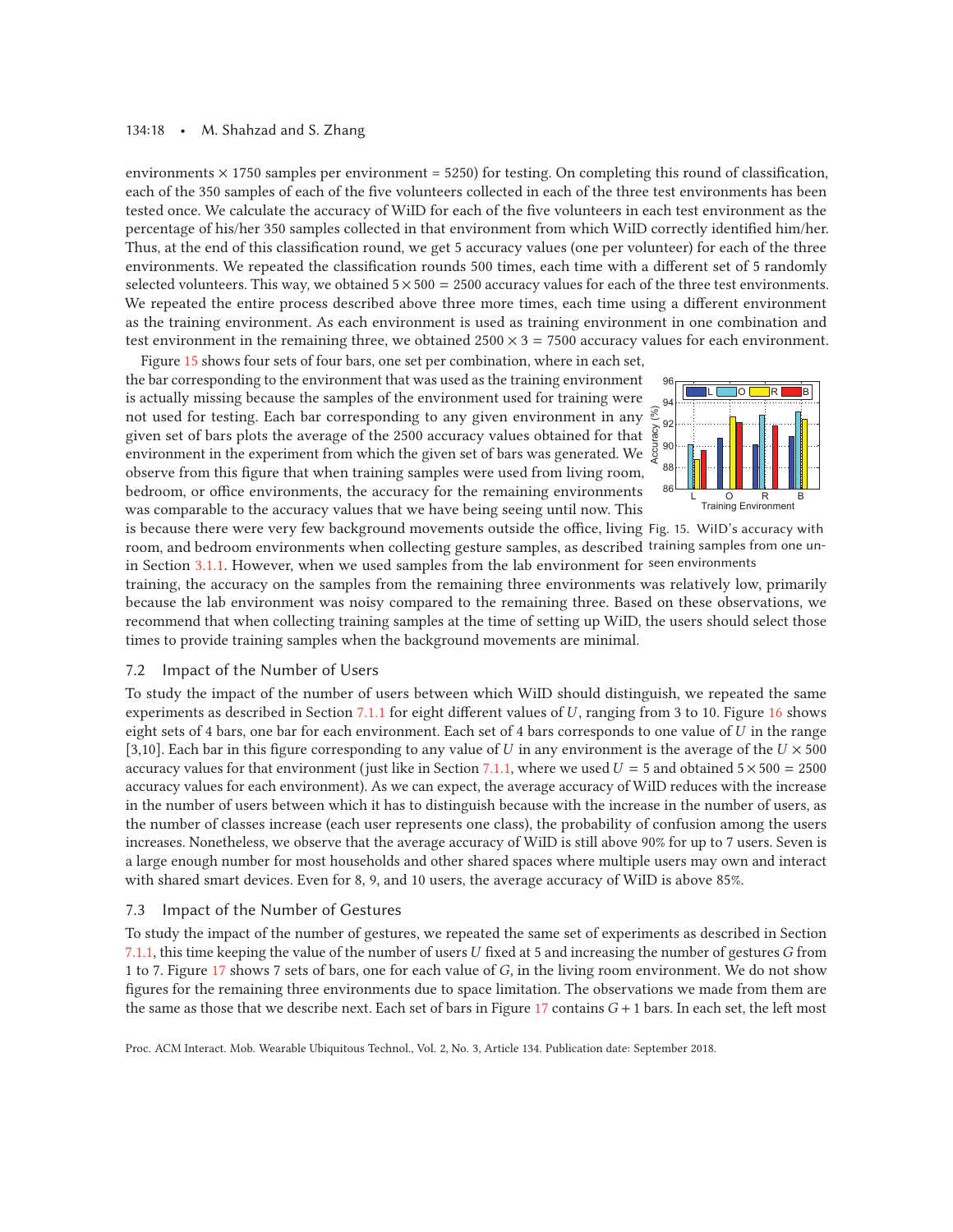environments × 1750 samples per environment = 5250) for testing. On completing this round of classification, each of the 350 samples of each of the five volunteers collected in each of the three test environments has been tested once. We calculate the accuracy of WiID for each of the five volunteers in each test environment as the percentage of his/her 350 samples collected in that environment from which WiID correctly identified him/her. Thus, at the end of this classification round, we get 5 accuracy values (one per volunteer) for each of the three environments. We repeated the classification rounds 500 times, each time with a different set of 5 randomly selected volunteers. This way, we obtained $5 \times 500 = 2500$ accuracy values for each of the three test environments. We repeated the entire process described above three more times, each time using a different environment as the training environment. As each environment is used as training environment in one combination and test environment in the remaining three, we obtained $2500 \times 3 = 7500$ accuracy values for each environment.

Figure 15 shows four sets of four bars, one set per combination, where in each set, the bar corresponding to the environment that was used as the training environment is actually missing because the samples of the environment used for training were not used for testing. Each bar corresponding to any given environment in any given set of bars plots the average of the 2500 accuracy values obtained for that environment in the experiment from which the given set of bars was generated. We observe from this figure that when training samples were used from living room, bedroom, or office environments, the accuracy for the remaining environments was comparable to the accuracy values that we have being seeing until now. This is because there were very few background movements outside the office, living room, and bedroom environments when collecting gesture samples, as described in Section 3.1.1. However, when we used samples from the lab environment for training, the accuracy on the samples from the remaining three environments was relatively low, primarily because the lab environment was noisy compared to the remaining three. Based on these observations, we recommend that when collecting training samples at the time of setting up WiID, the users should select those times to provide training samples when the background movements are minimal.

Fig. 15. WiID's accuracy with training samples from one unseen environments

## 7.2 Impact of the Number of Users

To study the impact of the number of users between which WiID should distinguish, we repeated the same experiments as described in Section 7.1.1 for eight different values of $U$, ranging from 3 to 10. Figure 16 shows eight sets of 4 bars, one bar for each environment. Each set of 4 bars corresponds to one value of $U$ in the range [3,10]. Each bar in this figure corresponding to any value of $U$ in any environment is the average of the $U \times 500$ accuracy values for that environment (just like in Section 7.1.1, where we used $U = 5$ and obtained $5 \times 500 = 2500$ accuracy values for each environment). As we can expect, the average accuracy of WiID reduces with the increase in the number of users between which it has to distinguish because with the increase in the number of users, as the number of classes increase (each user represents one class), the probability of confusion among the users increases. Nonetheless, we observe that the average accuracy of WiID is still above 90% for up to 7 users. Seven is a large enough number for most households and other shared spaces where multiple users may own and interact with shared smart devices. Even for 8, 9, and 10 users, the average accuracy of WiID is above 85%.

## 7.3 Impact of the Number of Gestures

To study the impact of the number of gestures, we repeated the same set of experiments as described in Section 7.1.1, this time keeping the value of the number of users $U$ fixed at 5 and increasing the number of gestures $G$ from 1 to 7. Figure 17 shows 7 sets of bars, one for each value of $G$, in the living room environment. We do not show figures for the remaining three environments due to space limitation. The observations we made from them are the same as those that we describe next. Each set of bars in Figure 17 contains $G + 1$ bars. In each set, the left most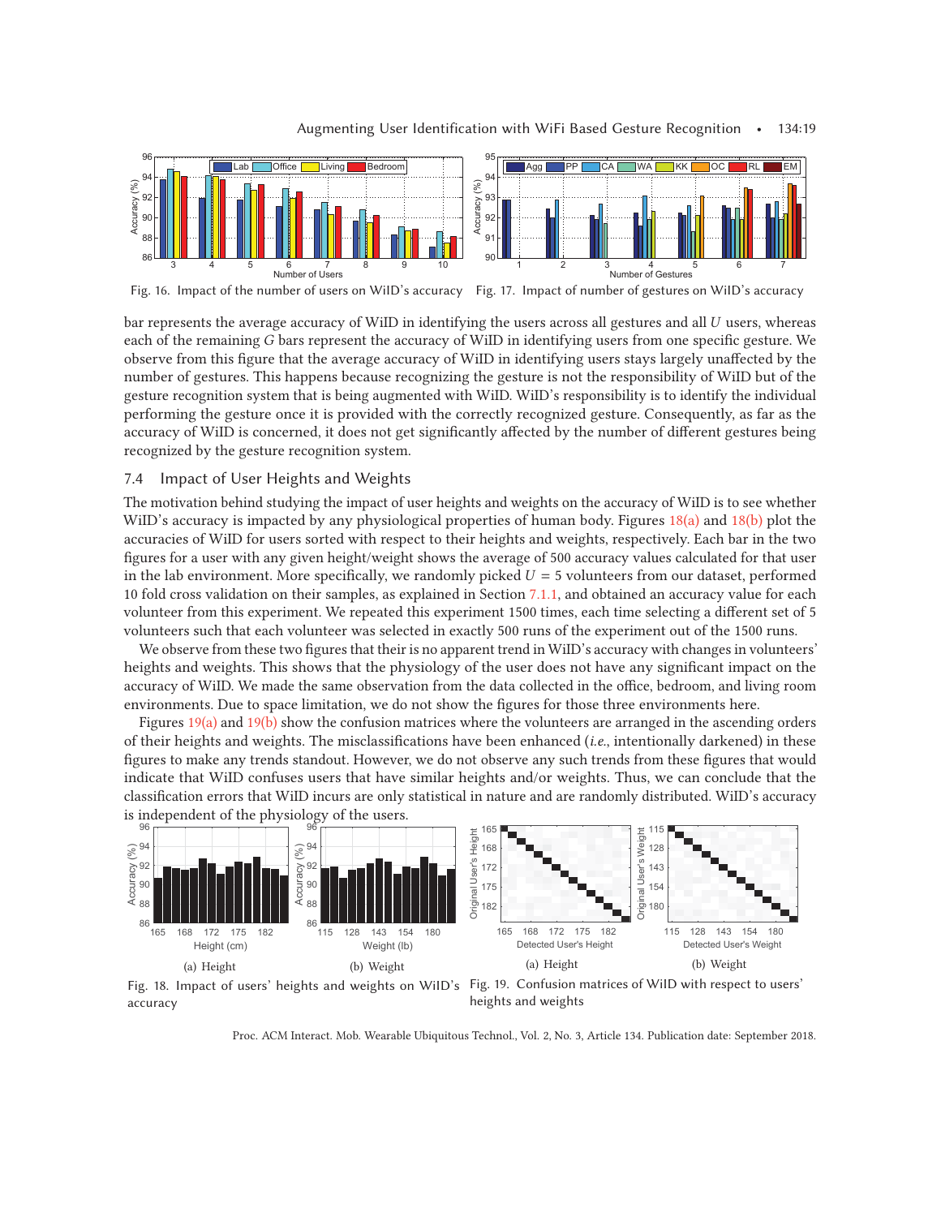Fig. 16. Impact of the number of users on WiID's accuracy

Fig. 17. Impact of number of gestures on WiID's accuracy

bar represents the average accuracy of WiID in identifying the users across all gestures and all $U$ users, whereas each of the remaining $G$ bars represent the accuracy of WiID in identifying users from one specific gesture. We observe from this figure that the average accuracy of WiID in identifying users stays largely unaffected by the number of gestures. This happens because recognizing the gesture is not the responsibility of WiID but of the gesture recognition system that is being augmented with WiID. WiID's responsibility is to identify the individual performing the gesture once it is provided with the correctly recognized gesture. Consequently, as far as the accuracy of WiID is concerned, it does not get significantly affected by the number of different gestures being recognized by the gesture recognition system.

### 7.4 Impact of User Heights and Weights

The motivation behind studying the impact of user heights and weights on the accuracy of WiID is to see whether WiID's accuracy is impacted by any physiological properties of human body. Figures 18(a) and 18(b) plot the accuracies of WiID for users sorted with respect to their heights and weights, respectively. Each bar in the two figures for a user with any given height/weight shows the average of 500 accuracy values calculated for that user in the lab environment. More specifically, we randomly picked $U = 5$ volunteers from our dataset, performed 10 fold cross validation on their samples, as explained in Section 7.1.1, and obtained an accuracy value for each volunteer from this experiment. We repeated this experiment 1500 times, each time selecting a different set of 5 volunteers such that each volunteer was selected in exactly 500 runs of the experiment out of the 1500 runs.

We observe from these two figures that their is no apparent trend in WiID's accuracy with changes in volunteers' heights and weights. This shows that the physiology of the user does not have any significant impact on the accuracy of WiID. We made the same observation from the data collected in the office, bedroom, and living room environments. Due to space limitation, we do not show the figures for those three environments here.

Figures 19(a) and 19(b) show the confusion matrices where the volunteers are arranged in the ascending orders of their heights and weights. The misclassifications have been enhanced (*i.e.*, intentionally darkened) in these figures to make any trends standout. However, we do not observe any such trends from these figures that would indicate that WiID confuses users that have similar heights and/or weights. Thus, we can conclude that the classification errors that WiID incurs are only statistical in nature and are randomly distributed. WiID's accuracy is independent of the physiology of the users.

(a) Height

(b) Weight

Fig. 18. Impact of users' heights and weights on WiID's accuracy

(a) Height

(b) Weight

Fig. 19. Confusion matrices of WiID with respect to users' heights and weights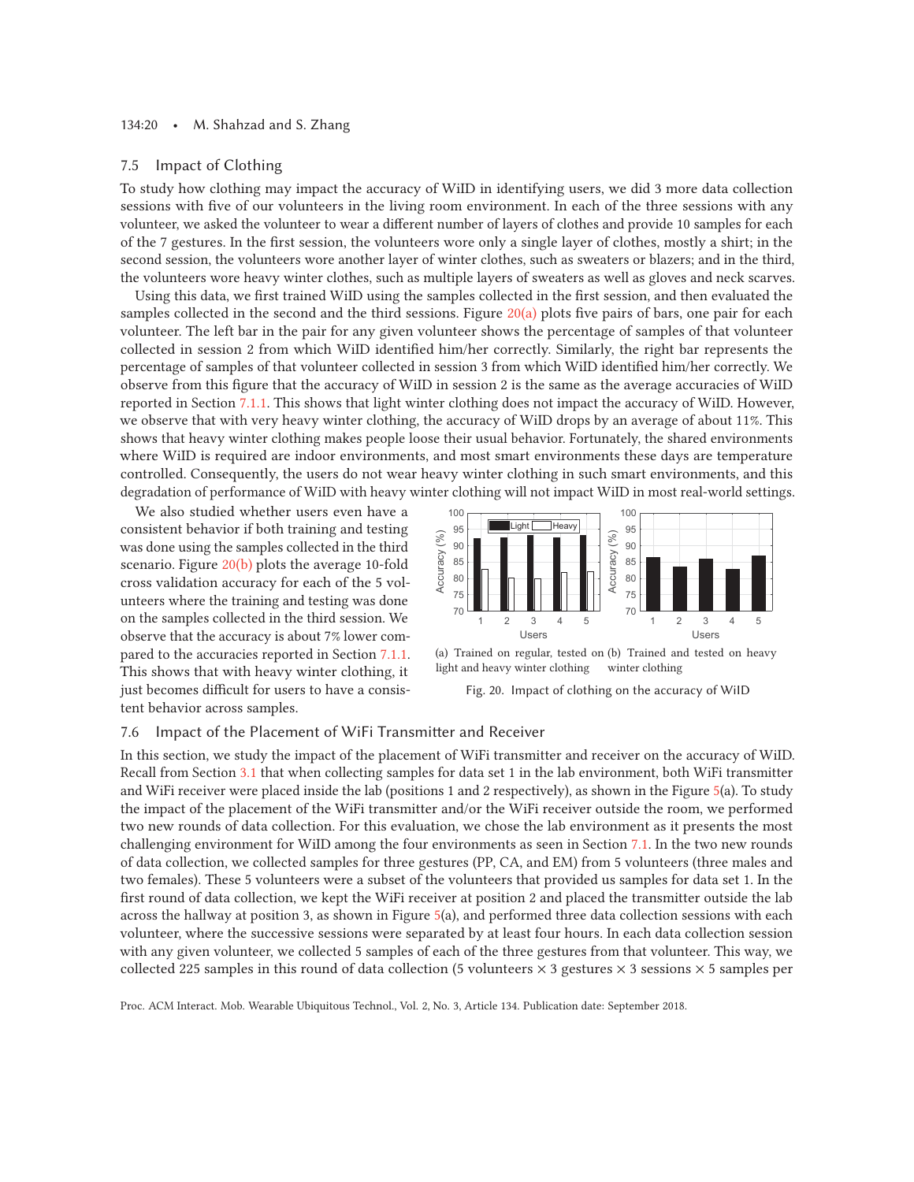## 7.5 Impact of Clothing

To study how clothing may impact the accuracy of WiID in identifying users, we did 3 more data collection sessions with five of our volunteers in the living room environment. In each of the three sessions with any volunteer, we asked the volunteer to wear a different number of layers of clothes and provide 10 samples for each of the 7 gestures. In the first session, the volunteers wore only a single layer of clothes, mostly a shirt; in the second session, the volunteers wore another layer of winter clothes, such as sweaters or blazers; and in the third, the volunteers wore heavy winter clothes, such as multiple layers of sweaters as well as gloves and neck scarves.

Using this data, we first trained WiID using the samples collected in the first session, and then evaluated the samples collected in the second and the third sessions. Figure 20(a) plots five pairs of bars, one pair for each volunteer. The left bar in the pair for any given volunteer shows the percentage of samples of that volunteer collected in session 2 from which WiID identified him/her correctly. Similarly, the right bar represents the percentage of samples of that volunteer collected in session 3 from which WiID identified him/her correctly. We observe from this figure that the accuracy of WiID in session 2 is the same as the average accuracies of WiID reported in Section 7.1.1. This shows that light winter clothing does not impact the accuracy of WiID. However, we observe that with very heavy winter clothing, the accuracy of WiID drops by an average of about 11%. This shows that heavy winter clothing makes people loose their usual behavior. Fortunately, the shared environments where WiID is required are indoor environments, and most smart environments these days are temperature controlled. Consequently, the users do not wear heavy winter clothing in such smart environments, and this degradation of performance of WiID with heavy winter clothing will not impact WiID in most real-world settings.

We also studied whether users even have a consistent behavior if both training and testing was done using the samples collected in the third scenario. Figure 20(b) plots the average 10-fold cross validation accuracy for each of the 5 volunteers where the training and testing was done on the samples collected in the third session. We observe that the accuracy is about 7% lower compared to the accuracies reported in Section 7.1.1. This shows that with heavy winter clothing, it just becomes difficult for users to have a consistent behavior across samples.

(a) Trained on regular, tested on light and heavy winter clothing (b) Trained and tested on heavy winter clothing

Fig. 20. Impact of clothing on the accuracy of WiID

## 7.6 Impact of the Placement of WiFi Transmitter and Receiver

In this section, we study the impact of the placement of WiFi transmitter and receiver on the accuracy of WiID. Recall from Section 3.1 that when collecting samples for data set 1 in the lab environment, both WiFi transmitter and WiFi receiver were placed inside the lab (positions 1 and 2 respectively), as shown in the Figure 5(a). To study the impact of the placement of the WiFi transmitter and/or the WiFi receiver outside the room, we performed two new rounds of data collection. For this evaluation, we chose the lab environment as it presents the most challenging environment for WiID among the four environments as seen in Section 7.1. In the two new rounds of data collection, we collected samples for three gestures (PP, CA, and EM) from 5 volunteers (three males and two females). These 5 volunteers were a subset of the volunteers that provided us samples for data set 1. In the first round of data collection, we kept the WiFi receiver at position 2 and placed the transmitter outside the lab across the hallway at position 3, as shown in Figure 5(a), and performed three data collection sessions with each volunteer, where the successive sessions were separated by at least four hours. In each data collection session with any given volunteer, we collected 5 samples of each of the three gestures from that volunteer. This way, we collected 225 samples in this round of data collection (5 volunteers $\times$ 3 gestures $\times$ 3 sessions $\times$ 5 samples per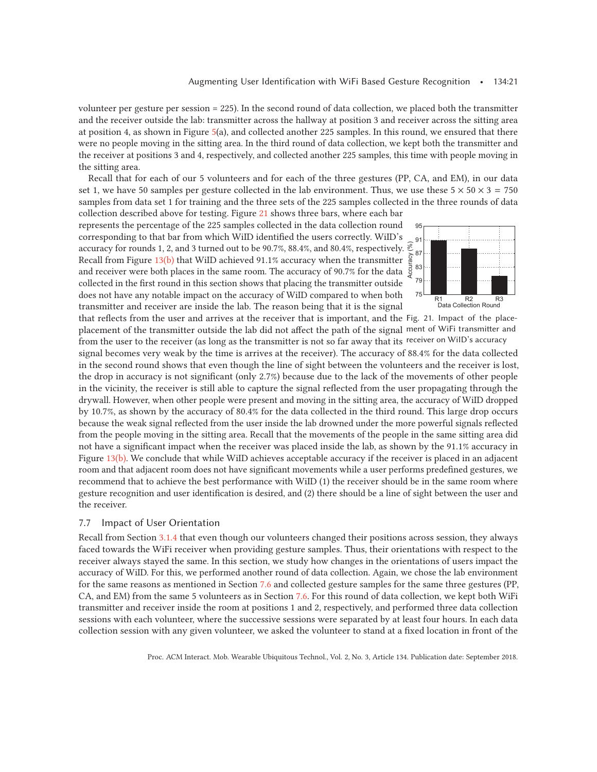volunteer per gesture per session = 225). In the second round of data collection, we placed both the transmitter and the receiver outside the lab: transmitter across the hallway at position 3 and receiver across the sitting area at position 4, as shown in Figure 5(a), and collected another 225 samples. In this round, we ensured that there were no people moving in the sitting area. In the third round of data collection, we kept both the transmitter and the receiver at positions 3 and 4, respectively, and collected another 225 samples, this time with people moving in the sitting area.

Recall that for each of our 5 volunteers and for each of the three gestures (PP, CA, and EM), in our data set 1, we have 50 samples per gesture collected in the lab environment. Thus, we use these $5 \times 50 \times 3 = 750$ samples from data set 1 for training and the three sets of the 225 samples collected in the three rounds of data collection described above for testing. Figure 21 shows three bars, where each bar represents the percentage of the 225 samples collected in the data collection round corresponding to that bar from which WiID identified the users correctly. WiID's accuracy for rounds 1, 2, and 3 turned out to be 90.7%, 88.4%, and 80.4%, respectively. Recall from Figure 13(b) that WiID achieved 91.1% accuracy when the transmitter and receiver were both places in the same room. The accuracy of 90.7% for the data collected in the first round in this section shows that placing the transmitter outside does not have any notable impact on the accuracy of WiID compared to when both transmitter and receiver are inside the lab. The reason being that it is the signal that reflects from the user and arrives at the receiver that is important, and the placement of the transmitter outside the lab did not affect the path of the signal from the user to the receiver (as long as the transmitter is not so far away that its signal becomes very weak by the time is arrives at the receiver). The accuracy of 88.4% for the data collected in the second round shows that even though the line of sight between the volunteers and the receiver is lost, the drop in accuracy is not significant (only 2.7%) because due to the lack of the movements of other people in the vicinity, the receiver is still able to capture the signal reflected from the user propagating through the drywall. However, when other people were present and moving in the sitting area, the accuracy of WiID dropped by 10.7%, as shown by the accuracy of 80.4% for the data collected in the third round. This large drop occurs because the weak signal reflected from the user inside the lab drowned under the more powerful signals reflected from the people moving in the sitting area. Recall that the movements of the people in the same sitting area did not have a significant impact when the receiver was placed inside the lab, as shown by the 91.1% accuracy in Figure 13(b). We conclude that while WiID achieves acceptable accuracy if the receiver is placed in an adjacent room and that adjacent room does not have significant movements while a user performs predefined gestures, we recommend that to achieve the best performance with WiID (1) the receiver should be in the same room where gesture recognition and user identification is desired, and (2) there should be a line of sight between the user and the receiver.

Fig. 21. Impact of the placement of WiFi transmitter and receiver on WiID's accuracy

## 7.7 Impact of User Orientation

Recall from Section 3.1.4 that even though our volunteers changed their positions across session, they always faced towards the WiFi receiver when providing gesture samples. Thus, their orientations with respect to the receiver always stayed the same. In this section, we study how changes in the orientations of users impact the accuracy of WiID. For this, we performed another round of data collection. Again, we chose the lab environment for the same reasons as mentioned in Section 7.6 and collected gesture samples for the same three gestures (PP, CA, and EM) from the same 5 volunteers as in Section 7.6. For this round of data collection, we kept both WiFi transmitter and receiver inside the room at positions 1 and 2, respectively, and performed three data collection sessions with each volunteer, where the successive sessions were separated by at least four hours. In each data collection session with any given volunteer, we asked the volunteer to stand at a fixed location in front of the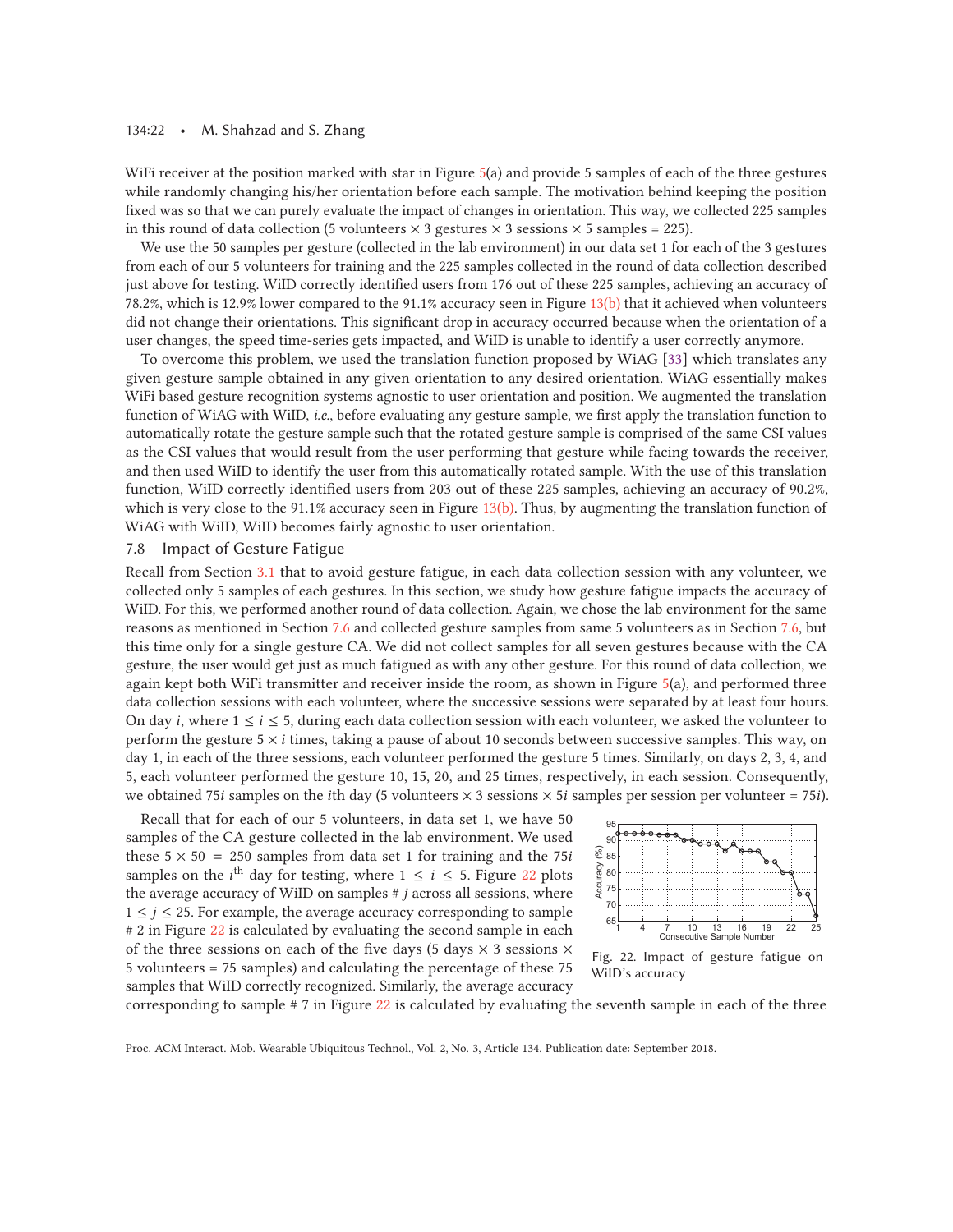WiFi receiver at the position marked with star in Figure 5(a) and provide 5 samples of each of the three gestures while randomly changing his/her orientation before each sample. The motivation behind keeping the position fixed was so that we can purely evaluate the impact of changes in orientation. This way, we collected 225 samples in this round of data collection (5 volunteers × 3 gestures × 3 sessions × 5 samples = 225).

We use the 50 samples per gesture (collected in the lab environment) in our data set 1 for each of the 3 gestures from each of our 5 volunteers for training and the 225 samples collected in the round of data collection described just above for testing. WiID correctly identified users from 176 out of these 225 samples, achieving an accuracy of 78.2%, which is 12.9% lower compared to the 91.1% accuracy seen in Figure 13(b) that it achieved when volunteers did not change their orientations. This significant drop in accuracy occurred because when the orientation of a user changes, the speed time-series gets impacted, and WiID is unable to identify a user correctly anymore.

To overcome this problem, we used the translation function proposed by WiAG [33] which translates any given gesture sample obtained in any given orientation to any desired orientation. WiAG essentially makes WiFi based gesture recognition systems agnostic to user orientation and position. We augmented the translation function of WiAG with WiID, *i.e.*, before evaluating any gesture sample, we first apply the translation function to automatically rotate the gesture sample such that the rotated gesture sample is comprised of the same CSI values as the CSI values that would result from the user performing that gesture while facing towards the receiver, and then used WiID to identify the user from this automatically rotated sample. With the use of this translation function, WiID correctly identified users from 203 out of these 225 samples, achieving an accuracy of 90.2%, which is very close to the 91.1% accuracy seen in Figure 13(b). Thus, by augmenting the translation function of WiAG with WiID, WiID becomes fairly agnostic to user orientation.

## 7.8 Impact of Gesture Fatigue

Recall from Section 3.1 that to avoid gesture fatigue, in each data collection session with any volunteer, we collected only 5 samples of each gestures. In this section, we study how gesture fatigue impacts the accuracy of WiID. For this, we performed another round of data collection. Again, we chose the lab environment for the same reasons as mentioned in Section 7.6 and collected gesture samples from same 5 volunteers as in Section 7.6, but this time only for a single gesture CA. We did not collect samples for all seven gestures because with the CA gesture, the user would get just as much fatigued as with any other gesture. For this round of data collection, we again kept both WiFi transmitter and receiver inside the room, as shown in Figure 5(a), and performed three data collection sessions with each volunteer, where the successive sessions were separated by at least four hours. On day $i$, where $1 \leq i \leq 5$, during each data collection session with each volunteer, we asked the volunteer to perform the gesture $5 \times i$ times, taking a pause of about 10 seconds between successive samples. This way, on day 1, in each of the three sessions, each volunteer performed the gesture 5 times. Similarly, on days 2, 3, 4, and 5, each volunteer performed the gesture 10, 15, 20, and 25 times, respectively, in each session. Consequently, we obtained $75i$ samples on the $i$th day (5 volunteers × 3 sessions × $5i$ samples per session per volunteer = $75i$).

Recall that for each of our 5 volunteers, in data set 1, we have 50 samples of the CA gesture collected in the lab environment. We used these $5 \times 50 = 250$ samples from data set 1 for training and the $75i$ samples on the $i^{\text{th}}$ day for testing, where $1 \leq i \leq 5$. Figure 22 plots the average accuracy of WiID on samples # $j$ across all sessions, where $1 \leq j \leq 25$. For example, the average accuracy corresponding to sample # 2 in Figure 22 is calculated by evaluating the second sample in each of the three sessions on each of the five days (5 days × 3 sessions × 5 volunteers = 75 samples) and calculating the percentage of these 75 samples that WiID correctly recognized. Similarly, the average accuracy corresponding to sample # 7 in Figure 22 is calculated by evaluating the seventh sample in each of the three

Fig. 22. Impact of gesture fatigue on WiID's accuracy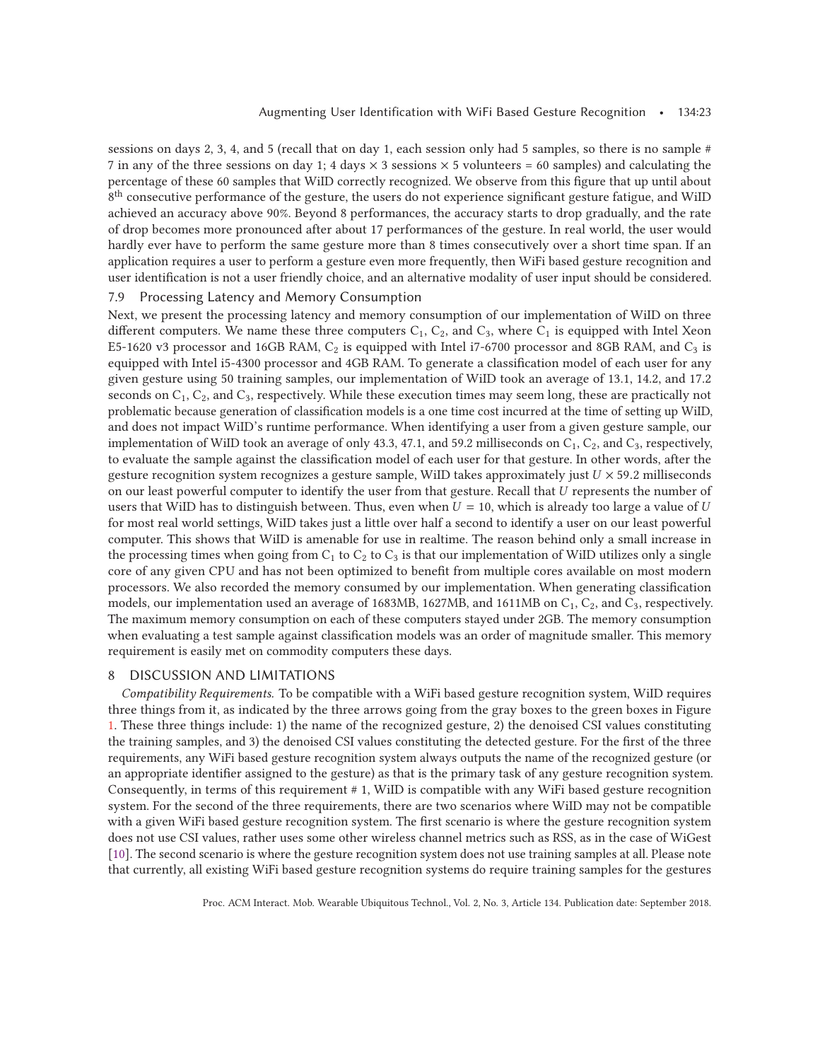sessions on days 2, 3, 4, and 5 (recall that on day 1, each session only had 5 samples, so there is no sample # 7 in any of the three sessions on day 1; 4 days × 3 sessions × 5 volunteers = 60 samples) and calculating the percentage of these 60 samples that WiID correctly recognized. We observe from this figure that up until about $8^{th}$ consecutive performance of the gesture, the users do not experience significant gesture fatigue, and WiID achieved an accuracy above 90%. Beyond 8 performances, the accuracy starts to drop gradually, and the rate of drop becomes more pronounced after about 17 performances of the gesture. In real world, the user would hardly ever have to perform the same gesture more than 8 times consecutively over a short time span. If an application requires a user to perform a gesture even more frequently, then WiFi based gesture recognition and user identification is not a user friendly choice, and an alternative modality of user input should be considered.

### 7.9 Processing Latency and Memory Consumption

Next, we present the processing latency and memory consumption of our implementation of WiID on three different computers. We name these three computers $C_1$, $C_2$, and $C_3$, where $C_1$ is equipped with Intel Xeon E5-1620 v3 processor and 16GB RAM, $C_2$ is equipped with Intel i7-6700 processor and 8GB RAM, and $C_3$ is equipped with Intel i5-4300 processor and 4GB RAM. To generate a classification model of each user for any given gesture using 50 training samples, our implementation of WiID took an average of 13.1, 14.2, and 17.2 seconds on $C_1$, $C_2$, and $C_3$, respectively. While these execution times may seem long, these are practically not problematic because generation of classification models is a one time cost incurred at the time of setting up WiID, and does not impact WiID's runtime performance. When identifying a user from a given gesture sample, our implementation of WiID took an average of only 43.3, 47.1, and 59.2 milliseconds on $C_1$, $C_2$, and $C_3$, respectively, to evaluate the sample against the classification model of each user for that gesture. In other words, after the gesture recognition system recognizes a gesture sample, WiID takes approximately just $U \times 59.2$ milliseconds on our least powerful computer to identify the user from that gesture. Recall that $U$ represents the number of users that WiID has to distinguish between. Thus, even when $U = 10$, which is already too large a value of $U$ for most real world settings, WiID takes just a little over half a second to identify a user on our least powerful computer. This shows that WiID is amenable for use in realtime. The reason behind only a small increase in the processing times when going from $C_1$ to $C_2$ to $C_3$ is that our implementation of WiID utilizes only a single core of any given CPU and has not been optimized to benefit from multiple cores available on most modern processors. We also recorded the memory consumed by our implementation. When generating classification models, our implementation used an average of 1683MB, 1627MB, and 1611MB on $C_1$, $C_2$, and $C_3$, respectively. The maximum memory consumption on each of these computers stayed under 2GB. The memory consumption when evaluating a test sample against classification models was an order of magnitude smaller. This memory requirement is easily met on commodity computers these days.

## 8 DISCUSSION AND LIMITATIONS

*Compatibility Requirements.* To be compatible with a WiFi based gesture recognition system, WiID requires three things from it, as indicated by the three arrows going from the gray boxes to the green boxes in Figure 1. These three things include: 1) the name of the recognized gesture, 2) the denoised CSI values constituting the training samples, and 3) the denoised CSI values constituting the detected gesture. For the first of the three requirements, any WiFi based gesture recognition system always outputs the name of the recognized gesture (or an appropriate identifier assigned to the gesture) as that is the primary task of any gesture recognition system. Consequently, in terms of this requirement # 1, WiID is compatible with any WiFi based gesture recognition system. For the second of the three requirements, there are two scenarios where WiID may not be compatible with a given WiFi based gesture recognition system. The first scenario is where the gesture recognition system does not use CSI values, rather uses some other wireless channel metrics such as RSS, as in the case of WiGest [10]. The second scenario is where the gesture recognition system does not use training samples at all. Please note that currently, all existing WiFi based gesture recognition systems do require training samples for the gestures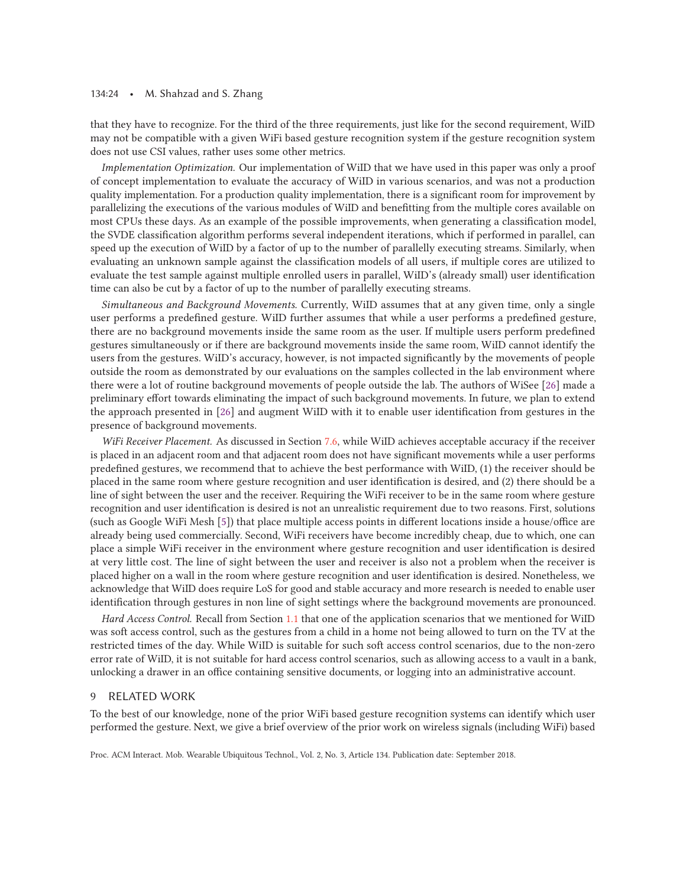that they have to recognize. For the third of the three requirements, just like for the second requirement, WiID may not be compatible with a given WiFi based gesture recognition system if the gesture recognition system does not use CSI values, rather uses some other metrics.

*Implementation Optimization.* Our implementation of WiID that we have used in this paper was only a proof of concept implementation to evaluate the accuracy of WiID in various scenarios, and was not a production quality implementation. For a production quality implementation, there is a significant room for improvement by parallelizing the executions of the various modules of WiID and benefitting from the multiple cores available on most CPUs these days. As an example of the possible improvements, when generating a classification model, the SVDE classification algorithm performs several independent iterations, which if performed in parallel, can speed up the execution of WiID by a factor of up to the number of parallelly executing streams. Similarly, when evaluating an unknown sample against the classification models of all users, if multiple cores are utilized to evaluate the test sample against multiple enrolled users in parallel, WiID's (already small) user identification time can also be cut by a factor of up to the number of parallelly executing streams.

*Simultaneous and Background Movements.* Currently, WiID assumes that at any given time, only a single user performs a predefined gesture. WiID further assumes that while a user performs a predefined gesture, there are no background movements inside the same room as the user. If multiple users perform predefined gestures simultaneously or if there are background movements inside the same room, WiID cannot identify the users from the gestures. WiID's accuracy, however, is not impacted significantly by the movements of people outside the room as demonstrated by our evaluations on the samples collected in the lab environment where there were a lot of routine background movements of people outside the lab. The authors of WiSee [26] made a preliminary effort towards eliminating the impact of such background movements. In future, we plan to extend the approach presented in [26] and augment WiID with it to enable user identification from gestures in the presence of background movements.

*WiFi Receiver Placement.* As discussed in Section 7.6, while WiID achieves acceptable accuracy if the receiver is placed in an adjacent room and that adjacent room does not have significant movements while a user performs predefined gestures, we recommend that to achieve the best performance with WiID, (1) the receiver should be placed in the same room where gesture recognition and user identification is desired, and (2) there should be a line of sight between the user and the receiver. Requiring the WiFi receiver to be in the same room where gesture recognition and user identification is desired is not an unrealistic requirement due to two reasons. First, solutions (such as Google WiFi Mesh [5]) that place multiple access points in different locations inside a house/office are already being used commercially. Second, WiFi receivers have become incredibly cheap, due to which, one can place a simple WiFi receiver in the environment where gesture recognition and user identification is desired at very little cost. The line of sight between the user and receiver is also not a problem when the receiver is placed higher on a wall in the room where gesture recognition and user identification is desired. Nonetheless, we acknowledge that WiID does require LoS for good and stable accuracy and more research is needed to enable user identification through gestures in non line of sight settings where the background movements are pronounced.

*Hard Access Control.* Recall from Section 1.1 that one of the application scenarios that we mentioned for WiID was soft access control, such as the gestures from a child in a home not being allowed to turn on the TV at the restricted times of the day. While WiID is suitable for such soft access control scenarios, due to the non-zero error rate of WiID, it is not suitable for hard access control scenarios, such as allowing access to a vault in a bank, unlocking a drawer in an office containing sensitive documents, or logging into an administrative account.

## 9 RELATED WORK

To the best of our knowledge, none of the prior WiFi based gesture recognition systems can identify which user performed the gesture. Next, we give a brief overview of the prior work on wireless signals (including WiFi) based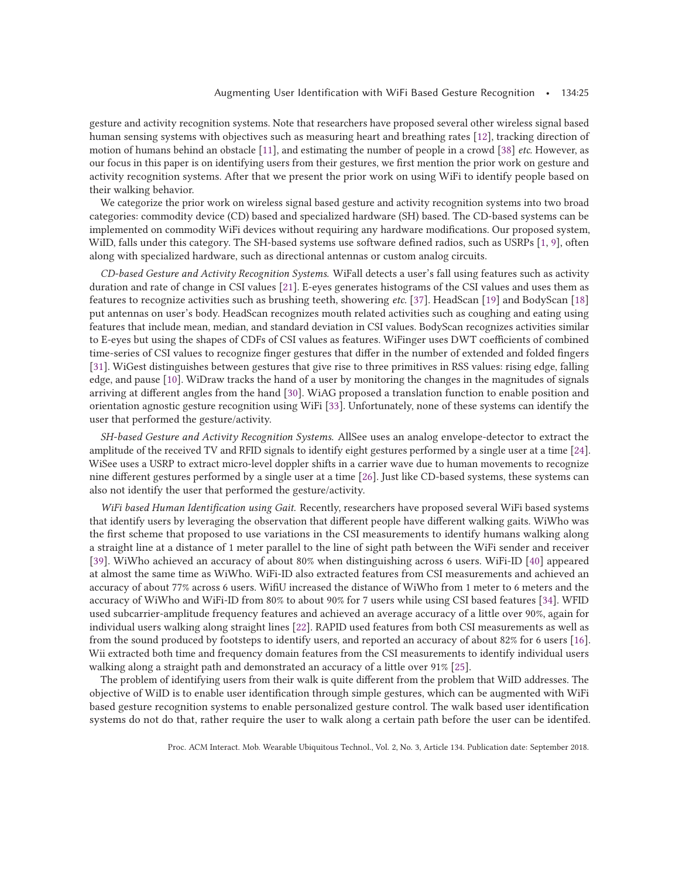gesture and activity recognition systems. Note that researchers have proposed several other wireless signal based human sensing systems with objectives such as measuring heart and breathing rates [12], tracking direction of motion of humans behind an obstacle [11], and estimating the number of people in a crowd [38] *etc.* However, as our focus in this paper is on identifying users from their gestures, we first mention the prior work on gesture and activity recognition systems. After that we present the prior work on using WiFi to identify people based on their walking behavior.

We categorize the prior work on wireless signal based gesture and activity recognition systems into two broad categories: commodity device (CD) based and specialized hardware (SH) based. The CD-based systems can be implemented on commodity WiFi devices without requiring any hardware modifications. Our proposed system, WiID, falls under this category. The SH-based systems use software defined radios, such as USRPs [1, 9], often along with specialized hardware, such as directional antennas or custom analog circuits.

*CD-based Gesture and Activity Recognition Systems.* WiFall detects a user's fall using features such as activity duration and rate of change in CSI values [21]. E-eyes generates histograms of the CSI values and uses them as features to recognize activities such as brushing teeth, showering *etc.* [37]. HeadScan [19] and BodyScan [18] put antennas on user's body. HeadScan recognizes mouth related activities such as coughing and eating using features that include mean, median, and standard deviation in CSI values. BodyScan recognizes activities similar to E-eyes but using the shapes of CDFs of CSI values as features. WiFinger uses DWT coefficients of combined time-series of CSI values to recognize finger gestures that differ in the number of extended and folded fingers [31]. WiGest distinguishes between gestures that give rise to three primitives in RSS values: rising edge, falling edge, and pause [10]. WiDraw tracks the hand of a user by monitoring the changes in the magnitudes of signals arriving at different angles from the hand [30]. WiAG proposed a translation function to enable position and orientation agnostic gesture recognition using WiFi [33]. Unfortunately, none of these systems can identify the user that performed the gesture/activity.

*SH-based Gesture and Activity Recognition Systems.* AllSee uses an analog envelope-detector to extract the amplitude of the received TV and RFID signals to identify eight gestures performed by a single user at a time [24]. WiSee uses a USRP to extract micro-level doppler shifts in a carrier wave due to human movements to recognize nine different gestures performed by a single user at a time [26]. Just like CD-based systems, these systems can also not identify the user that performed the gesture/activity.

*WiFi based Human Identification using Gait.* Recently, researchers have proposed several WiFi based systems that identify users by leveraging the observation that different people have different walking gaits. WiWho was the first scheme that proposed to use variations in the CSI measurements to identify humans walking along a straight line at a distance of 1 meter parallel to the line of sight path between the WiFi sender and receiver [39]. WiWho achieved an accuracy of about 80% when distinguishing across 6 users. WiFi-ID [40] appeared at almost the same time as WiWho. WiFi-ID also extracted features from CSI measurements and achieved an accuracy of about 77% across 6 users. WifiU increased the distance of WiWho from 1 meter to 6 meters and the accuracy of WiWho and WiFi-ID from 80% to about 90% for 7 users while using CSI based features [34]. WFID used subcarrier-amplitude frequency features and achieved an average accuracy of a little over 90%, again for individual users walking along straight lines [22]. RAPID used features from both CSI measurements as well as from the sound produced by footsteps to identify users, and reported an accuracy of about 82% for 6 users [16]. Wii extracted both time and frequency domain features from the CSI measurements to identify individual users walking along a straight path and demonstrated an accuracy of a little over 91% [25].

The problem of identifying users from their walk is quite different from the problem that WiID addresses. The objective of WiID is to enable user identification through simple gestures, which can be augmented with WiFi based gesture recognition systems to enable personalized gesture control. The walk based user identification systems do not do that, rather require the user to walk along a certain path before the user can be identifed.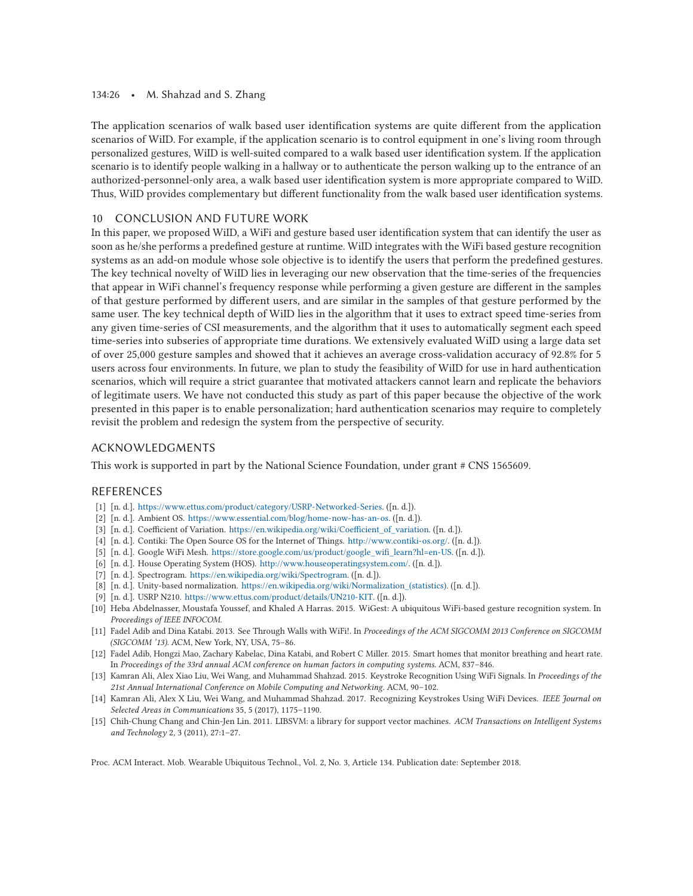The application scenarios of walk based user identification systems are quite different from the application scenarios of WiID. For example, if the application scenario is to control equipment in one's living room through personalized gestures, WiID is well-suited compared to a walk based user identification system. If the application scenario is to identify people walking in a hallway or to authenticate the person walking up to the entrance of an authorized-personnel-only area, a walk based user identification system is more appropriate compared to WiID. Thus, WiID provides complementary but different functionality from the walk based user identification systems.

## 10 CONCLUSION AND FUTURE WORK

In this paper, we proposed WiID, a WiFi and gesture based user identification system that can identify the user as soon as he/she performs a predefined gesture at runtime. WiID integrates with the WiFi based gesture recognition systems as an add-on module whose sole objective is to identify the users that perform the predefined gestures. The key technical novelty of WiID lies in leveraging our new observation that the time-series of the frequencies that appear in WiFi channel's frequency response while performing a given gesture are different in the samples of that gesture performed by different users, and are similar in the samples of that gesture performed by the same user. The key technical depth of WiID lies in the algorithm that it uses to extract speed time-series from any given time-series of CSI measurements, and the algorithm that it uses to automatically segment each speed time-series into subseries of appropriate time durations. We extensively evaluated WiID using a large data set of over 25,000 gesture samples and showed that it achieves an average cross-validation accuracy of 92.8% for 5 users across four environments. In future, we plan to study the feasibility of WiID for use in hard authentication scenarios, which will require a strict guarantee that motivated attackers cannot learn and replicate the behaviors of legitimate users. We have not conducted this study as part of this paper because the objective of the work presented in this paper is to enable personalization; hard authentication scenarios may require to completely revisit the problem and redesign the system from the perspective of security.

## ACKNOWLEDGMENTS

This work is supported in part by the National Science Foundation, under grant # CNS 1565609.

## REFERENCES

[1] [n. d.]. https://www.ettus.com/product/category/USRP-Networked-Series. ([n. d.]).
[2] [n. d.]. Ambient OS. https://www.essential.com/blog/home-now-has-an-os. ([n. d.]).
[3] [n. d.]. Coefficient of Variation. https://en.wikipedia.org/wiki/Coefficient_of_variation. ([n. d.]).
[4] [n. d.]. Contiki: The Open Source OS for the Internet of Things. http://www.contiki-os.org/. ([n. d.]).
[5] [n. d.]. Google WiFi Mesh. https://store.google.com/us/product/google_wifi_learn?hl=en-US. ([n. d.]).
[6] [n. d.]. House Operating System (HOS). http://www.houseoperatingsystem.com/. ([n. d.]).
[7] [n. d.]. Spectrogram. https://en.wikipedia.org/wiki/Spectrogram. ([n. d.]).
[8] [n. d.]. Unity-based normalization. https://en.wikipedia.org/wiki/Normalization_(statistics). ([n. d.]).
[9] [n. d.]. USRP N210. https://www.ettus.com/product/details/UN210-KIT. ([n. d.]).
[10] Heba Abdelnasser, Moustafa Youssef, and Khaled A Harras. 2015. WiGest: A ubiquitous WiFi-based gesture recognition system. In *Proceedings of IEEE INFOCOM*.
[11] Fadel Adib and Dina Katabi. 2013. See Through Walls with WiFi!. In *Proceedings of the ACM SIGCOMM 2013 Conference on SIGCOMM (SIGCOMM '13)*. ACM, New York, NY, USA, 75–86.
[12] Fadel Adib, Hongzi Mao, Zachary Kabelac, Dina Katabi, and Robert C Miller. 2015. Smart homes that monitor breathing and heart rate. In *Proceedings of the 33rd annual ACM conference on human factors in computing systems*. ACM, 837–846.
[13] Kamran Ali, Alex Xiao Liu, Wei Wang, and Muhammad Shahzad. 2015. Keystroke Recognition Using WiFi Signals. In *Proceedings of the 21st Annual International Conference on Mobile Computing and Networking*. ACM, 90–102.
[14] Kamran Ali, Alex X Liu, Wei Wang, and Muhammad Shahzad. 2017. Recognizing Keystrokes Using WiFi Devices. *IEEE Journal on Selected Areas in Communications* 35, 5 (2017), 1175–1190.
[15] Chih-Chung Chang and Chin-Jen Lin. 2011. LIBSVM: a library for support vector machines. *ACM Transactions on Intelligent Systems and Technology* 2, 3 (2011), 27:1–27.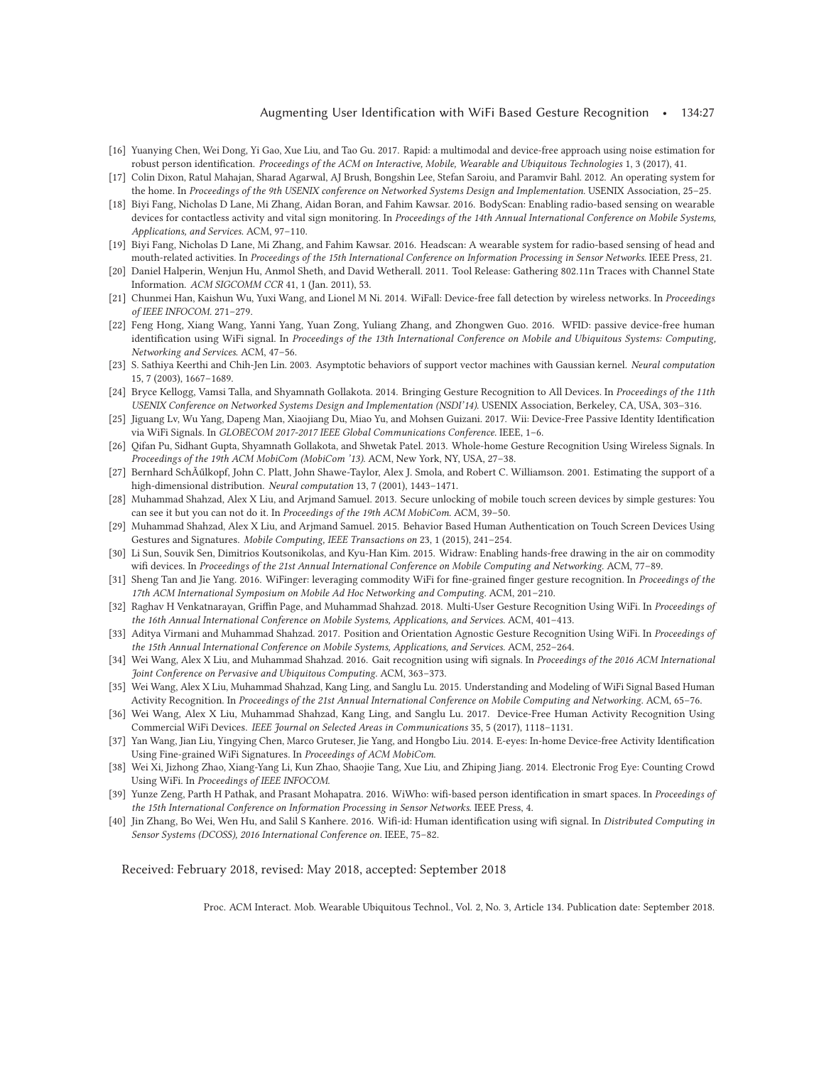[16] Yuanying Chen, Wei Dong, Yi Gao, Xue Liu, and Tao Gu. 2017. Rapid: a multimodal and device-free approach using noise estimation for robust person identification. *Proceedings of the ACM on Interactive, Mobile, Wearable and Ubiquitous Technologies* 1, 3 (2017), 41.

[17] Colin Dixon, Ratul Mahajan, Sharad Agarwal, AJ Brush, Bongshin Lee, Stefan Saroiu, and Paramvir Bahl. 2012. An operating system for the home. In *Proceedings of the 9th USENIX conference on Networked Systems Design and Implementation*. USENIX Association, 25–25.

[18] Biyi Fang, Nicholas D Lane, Mi Zhang, Aidan Boran, and Fahim Kawsar. 2016. BodyScan: Enabling radio-based sensing on wearable devices for contactless activity and vital sign monitoring. In *Proceedings of the 14th Annual International Conference on Mobile Systems, Applications, and Services*. ACM, 97–110.

[19] Biyi Fang, Nicholas D Lane, Mi Zhang, and Fahim Kawsar. 2016. Headscan: A wearable system for radio-based sensing of head and mouth-related activities. In *Proceedings of the 15th International Conference on Information Processing in Sensor Networks*. IEEE Press, 21.

[20] Daniel Halperin, Wenjun Hu, Anmol Sheth, and David Wetherall. 2011. Tool Release: Gathering 802.11n Traces with Channel State Information. *ACM SIGCOMM CCR* 41, 1 (Jan. 2011), 53.

[21] Chunmei Han, Kaishun Wu, Yuxi Wang, and Lionel M Ni. 2014. WiFall: Device-free fall detection by wireless networks. In *Proceedings of IEEE INFOCOM*. 271–279.

[22] Feng Hong, Xiang Wang, Yanni Yang, Yuan Zong, Yuliang Zhang, and Zhongwen Guo. 2016. WFID: passive device-free human identification using WiFi signal. In *Proceedings of the 13th International Conference on Mobile and Ubiquitous Systems: Computing, Networking and Services*. ACM, 47–56.

[23] S. Sathiya Keerthi and Chih-Jen Lin. 2003. Asymptotic behaviors of support vector machines with Gaussian kernel. *Neural computation* 15, 7 (2003), 1667–1689.

[24] Bryce Kellogg, Vamsi Talla, and Shyamnath Gollakota. 2014. Bringing Gesture Recognition to All Devices. In *Proceedings of the 11th USENIX Conference on Networked Systems Design and Implementation (NSDI'14)*. USENIX Association, Berkeley, CA, USA, 303–316.

[25] Jiguang Lv, Wu Yang, Dapeng Man, Xiaojiang Du, Miao Yu, and Mohsen Guizani. 2017. Wii: Device-Free Passive Identity Identification via WiFi Signals. In *GLOBECOM 2017-2017 IEEE Global Communications Conference*. IEEE, 1–6.

[26] Qifan Pu, Sidhant Gupta, Shyamnath Gollakota, and Shwetak Patel. 2013. Whole-home Gesture Recognition Using Wireless Signals. In *Proceedings of the 19th ACM MobiCom (MobiCom '13)*. ACM, New York, NY, USA, 27–38.

[27] Bernhard SchÃűlkopf, John C. Platt, John Shawe-Taylor, Alex J. Smola, and Robert C. Williamson. 2001. Estimating the support of a high-dimensional distribution. *Neural computation* 13, 7 (2001), 1443–1471.

[28] Muhammad Shahzad, Alex X Liu, and Arjmand Samuel. 2013. Secure unlocking of mobile touch screen devices by simple gestures: You can see it but you can not do it. In *Proceedings of the 19th ACM MobiCom*. ACM, 39–50.

[29] Muhammad Shahzad, Alex X Liu, and Arjmand Samuel. 2015. Behavior Based Human Authentication on Touch Screen Devices Using Gestures and Signatures. *Mobile Computing, IEEE Transactions on* 23, 1 (2015), 241–254.

[30] Li Sun, Souvik Sen, Dimitrios Koutsonikolas, and Kyu-Han Kim. 2015. Widraw: Enabling hands-free drawing in the air on commodity wifi devices. In *Proceedings of the 21st Annual International Conference on Mobile Computing and Networking*. ACM, 77–89.

[31] Sheng Tan and Jie Yang. 2016. WiFinger: leveraging commodity WiFi for fine-grained finger gesture recognition. In *Proceedings of the 17th ACM International Symposium on Mobile Ad Hoc Networking and Computing*. ACM, 201–210.

[32] Raghav H Venkatnarayan, Griffin Page, and Muhammad Shahzad. 2018. Multi-User Gesture Recognition Using WiFi. In *Proceedings of the 16th Annual International Conference on Mobile Systems, Applications, and Services*. ACM, 401–413.

[33] Aditya Virmani and Muhammad Shahzad. 2017. Position and Orientation Agnostic Gesture Recognition Using WiFi. In *Proceedings of the 15th Annual International Conference on Mobile Systems, Applications, and Services*. ACM, 252–264.

[34] Wei Wang, Alex X Liu, and Muhammad Shahzad. 2016. Gait recognition using wifi signals. In *Proceedings of the 2016 ACM International Joint Conference on Pervasive and Ubiquitous Computing*. ACM, 363–373.

[35] Wei Wang, Alex X Liu, Muhammad Shahzad, Kang Ling, and Sanglu Lu. 2015. Understanding and Modeling of WiFi Signal Based Human Activity Recognition. In *Proceedings of the 21st Annual International Conference on Mobile Computing and Networking*. ACM, 65–76.

[36] Wei Wang, Alex X Liu, Muhammad Shahzad, Kang Ling, and Sanglu Lu. 2017. Device-Free Human Activity Recognition Using Commercial WiFi Devices. *IEEE Journal on Selected Areas in Communications* 35, 5 (2017), 1118–1131.

[37] Yan Wang, Jian Liu, Yingying Chen, Marco Gruteser, Jie Yang, and Hongbo Liu. 2014. E-eyes: In-home Device-free Activity Identification Using Fine-grained WiFi Signatures. In *Proceedings of ACM MobiCom*.

[38] Wei Xi, Jizhong Zhao, Xiang-Yang Li, Kun Zhao, Shaojie Tang, Xue Liu, and Zhiping Jiang. 2014. Electronic Frog Eye: Counting Crowd Using WiFi. In *Proceedings of IEEE INFOCOM*.

[39] Yunze Zeng, Parth H Pathak, and Prasant Mohapatra. 2016. WiWho: wifi-based person identification in smart spaces. In *Proceedings of the 15th International Conference on Information Processing in Sensor Networks*. IEEE Press, 4.

[40] Jin Zhang, Bo Wei, Wen Hu, and Salil S Kanhere. 2016. Wifi-id: Human identification using wifi signal. In *Distributed Computing in Sensor Systems (DCOSS), 2016 International Conference on*. IEEE, 75–82.

Received: February 2018, revised: May 2018, accepted: September 2018